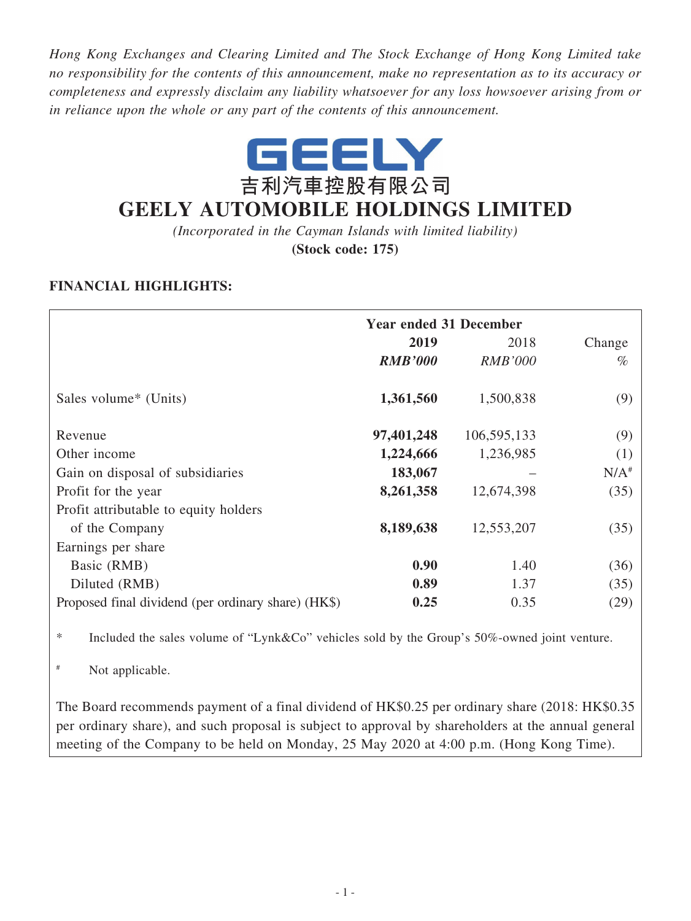*Hong Kong Exchanges and Clearing Limited and The Stock Exchange of Hong Kong Limited take no responsibility for the contents of this announcement, make no representation as to its accuracy or completeness and expressly disclaim any liability whatsoever for any loss howsoever arising from or in reliance upon the whole or any part of the contents of this announcement.*

GEELY

吉利汽車控股有限公司

# GEELY AUTOMOBILE HOLDINGS LIMITED

*(Incorporated in the Cayman Islands with limited liability)*

**(Stock code: 175)**

## FINANCIAL HIGHLIGHTS:

| | Year ended 31 December | | |
|---|---|---|---|
| | **2019** | 2018 | Change |
| | ***RMB'000*** | *RMB'000* | % |
| Sales volume* (Units) | **1,361,560** | 1,500,838 | (9) |
| Revenue | **97,401,248** | 106,595,133 | (9) |
| Other income | **1,224,666** | 1,236,985 | (1) |
| Gain on disposal of subsidiaries | **183,067** | – | N/A# |
| Profit for the year | **8,261,358** | 12,674,398 | (35) |
| Profit attributable to equity holders of the Company | **8,189,638** | 12,553,207 | (35) |
| Earnings per share | | | |
| Basic (RMB) | **0.90** | 1.40 | (36) |
| Diluted (RMB) | **0.89** | 1.37 | (35) |
| Proposed final dividend (per ordinary share) (HK$) | **0.25** | 0.35 | (29) |

\* Included the sales volume of "Lynk&Co" vehicles sold by the Group's 50%-owned joint venture.

\# Not applicable.

The Board recommends payment of a final dividend of HK$0.25 per ordinary share (2018: HK$0.35 per ordinary share), and such proposal is subject to approval by shareholders at the annual general meeting of the Company to be held on Monday, 25 May 2020 at 4:00 p.m. (Hong Kong Time).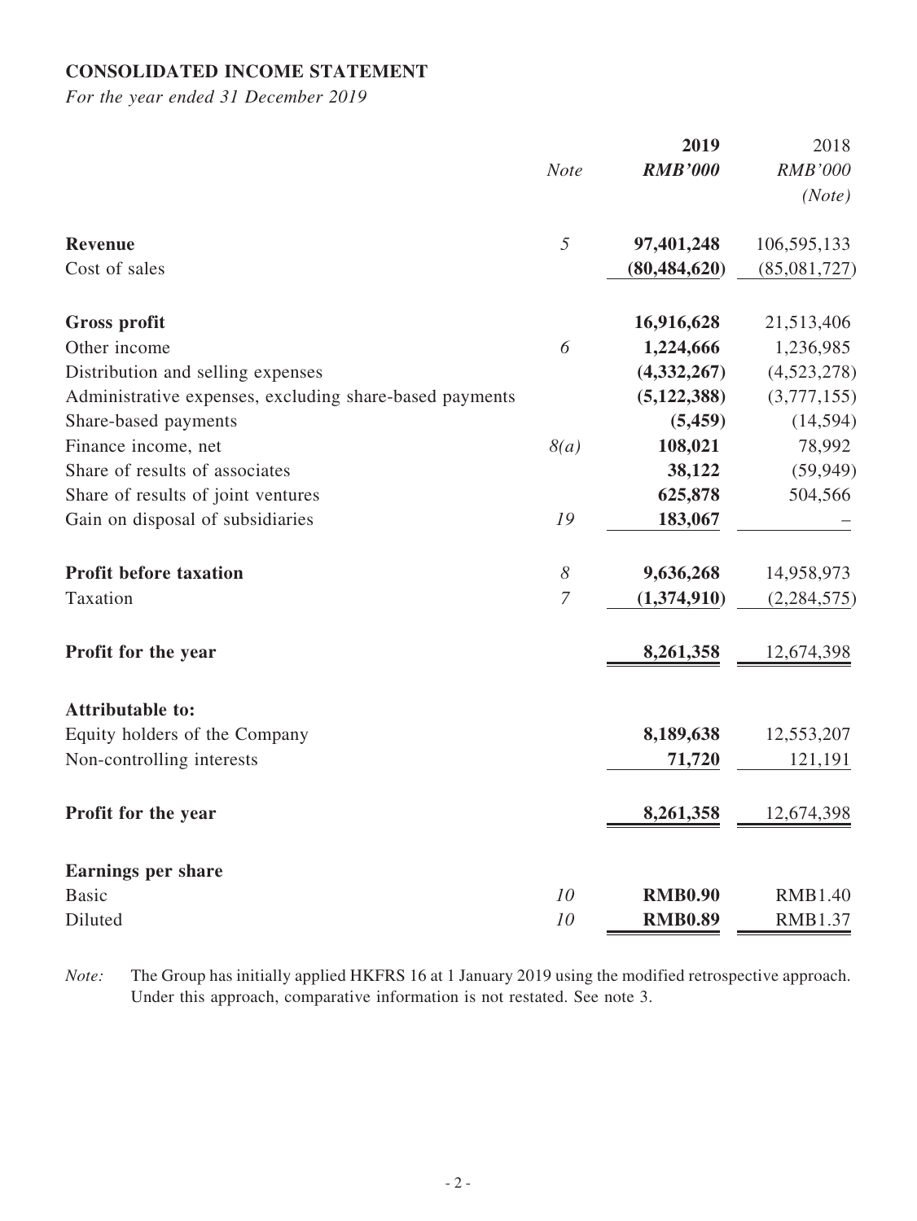## CONSOLIDATED INCOME STATEMENT

*For the year ended 31 December 2019*

| | *Note* | **2019** *RMB'000* | 2018 *RMB'000* *(Note)* |
|---|---|---|---|
| **Revenue** | 5 | **97,401,248** | 106,595,133 |
| Cost of sales | | **(80,484,620)** | (85,081,727) |
| **Gross profit** | | **16,916,628** | 21,513,406 |
| Other income | 6 | **1,224,666** | 1,236,985 |
| Distribution and selling expenses | | **(4,332,267)** | (4,523,278) |
| Administrative expenses, excluding share-based payments | | **(5,122,388)** | (3,777,155) |
| Share-based payments | | **(5,459)** | (14,594) |
| Finance income, net | 8(a) | **108,021** | 78,992 |
| Share of results of associates | | **38,122** | (59,949) |
| Share of results of joint ventures | | **625,878** | 504,566 |
| Gain on disposal of subsidiaries | 19 | **183,067** | – |
| **Profit before taxation** | 8 | **9,636,268** | 14,958,973 |
| Taxation | 7 | **(1,374,910)** | (2,284,575) |
| **Profit for the year** | | **8,261,358** | 12,674,398 |
| **Attributable to:** | | | |
| Equity holders of the Company | | **8,189,638** | 12,553,207 |
| Non-controlling interests | | **71,720** | 121,191 |
| **Profit for the year** | | **8,261,358** | 12,674,398 |
| **Earnings per share** | | | |
| Basic | 10 | **RMB0.90** | RMB1.40 |
| Diluted | 10 | **RMB0.89** | RMB1.37 |

*Note:* The Group has initially applied HKFRS 16 at 1 January 2019 using the modified retrospective approach. Under this approach, comparative information is not restated. See note 3.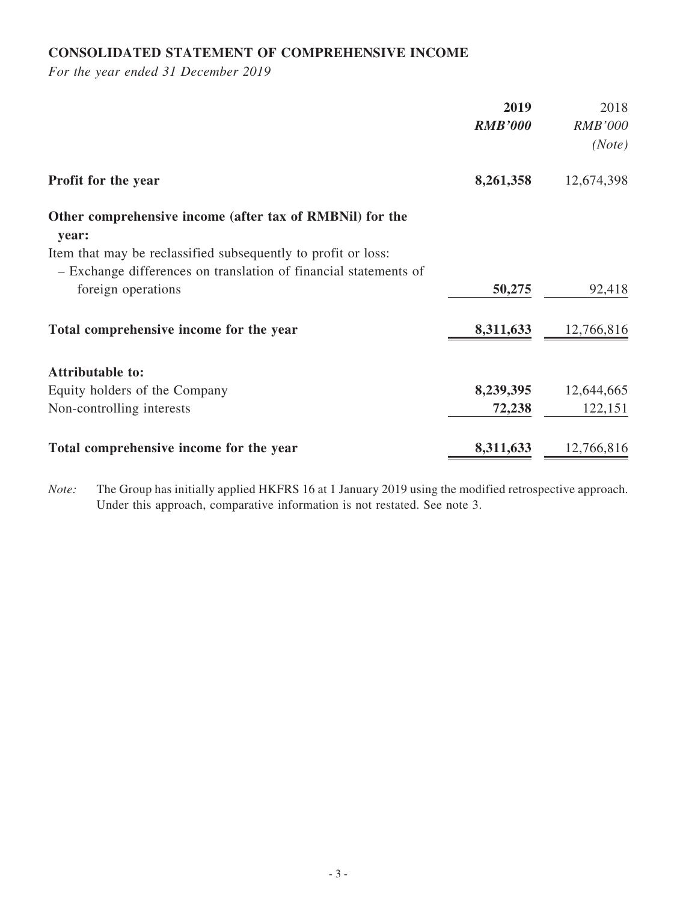## CONSOLIDATED STATEMENT OF COMPREHENSIVE INCOME

*For the year ended 31 December 2019*

| | **2019** | 2018 |
|---|---|---|
| | ***RMB'000*** | *RMB'000* |
| | | *(Note)* |
| **Profit for the year** | **8,261,358** | 12,674,398 |
| **Other comprehensive income (after tax of RMBNil) for the year:** | | |
| Item that may be reclassified subsequently to profit or loss: | | |
| – Exchange differences on translation of financial statements of foreign operations | **50,275** | 92,418 |
| **Total comprehensive income for the year** | **8,311,633** | 12,766,816 |
| **Attributable to:** | | |
| Equity holders of the Company | **8,239,395** | 12,644,665 |
| Non-controlling interests | **72,238** | 122,151 |
| **Total comprehensive income for the year** | **8,311,633** | 12,766,816 |

*Note:* The Group has initially applied HKFRS 16 at 1 January 2019 using the modified retrospective approach. Under this approach, comparative information is not restated. See note 3.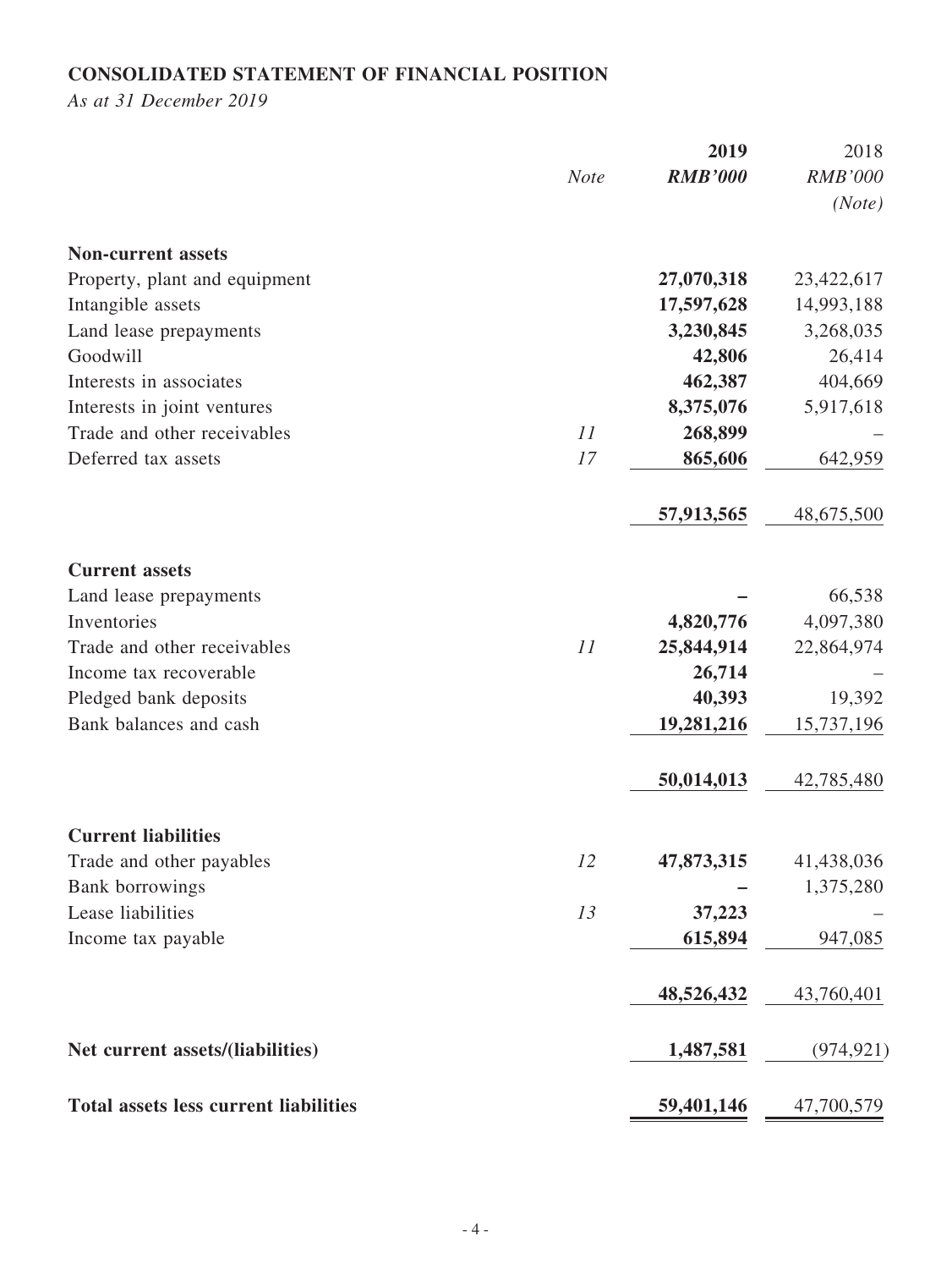**CONSOLIDATED STATEMENT OF FINANCIAL POSITION**

*As at 31 December 2019*

| | *Note* | **2019** | 2018 |
|---|---|---|---|
| | | ***RMB'000*** | *RMB'000* |
| | | | *(Note)* |
| **Non-current assets** | | | |
| Property, plant and equipment | | **27,070,318** | 23,422,617 |
| Intangible assets | | **17,597,628** | 14,993,188 |
| Land lease prepayments | | **3,230,845** | 3,268,035 |
| Goodwill | | **42,806** | 26,414 |
| Interests in associates | | **462,387** | 404,669 |
| Interests in joint ventures | | **8,375,076** | 5,917,618 |
| Trade and other receivables | *11* | **268,899** | – |
| Deferred tax assets | *17* | **865,606** | 642,959 |
| | | **57,913,565** | 48,675,500 |
| **Current assets** | | | |
| Land lease prepayments | | **–** | 66,538 |
| Inventories | | **4,820,776** | 4,097,380 |
| Trade and other receivables | *11* | **25,844,914** | 22,864,974 |
| Income tax recoverable | | **26,714** | – |
| Pledged bank deposits | | **40,393** | 19,392 |
| Bank balances and cash | | **19,281,216** | 15,737,196 |
| | | **50,014,013** | 42,785,480 |
| **Current liabilities** | | | |
| Trade and other payables | *12* | **47,873,315** | 41,438,036 |
| Bank borrowings | | **–** | 1,375,280 |
| Lease liabilities | *13* | **37,223** | – |
| Income tax payable | | **615,894** | 947,085 |
| | | **48,526,432** | 43,760,401 |
| **Net current assets/(liabilities)** | | **1,487,581** | (974,921) |
| **Total assets less current liabilities** | | **59,401,146** | 47,700,579 |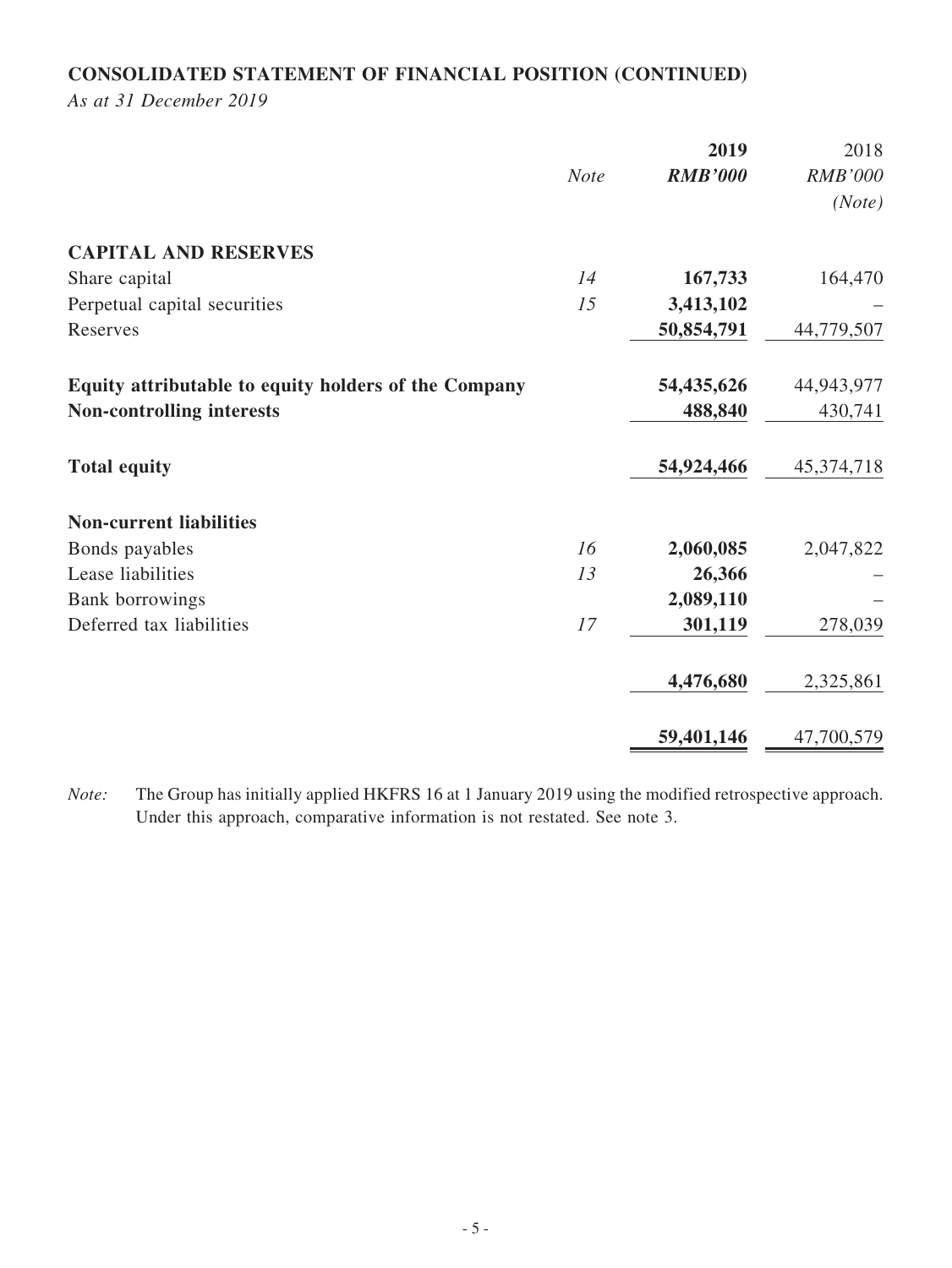## CONSOLIDATED STATEMENT OF FINANCIAL POSITION (CONTINUED)

*As at 31 December 2019*

| | *Note* | **2019** *RMB'000* | 2018 *RMB'000* *(Note)* |
|---|---|---|---|
| **CAPITAL AND RESERVES** | | | |
| Share capital | *14* | **167,733** | 164,470 |
| Perpetual capital securities | *15* | **3,413,102** | – |
| Reserves | | **50,854,791** | 44,779,507 |
| **Equity attributable to equity holders of the Company** | | **54,435,626** | 44,943,977 |
| **Non-controlling interests** | | **488,840** | 430,741 |
| **Total equity** | | **54,924,466** | 45,374,718 |
| **Non-current liabilities** | | | |
| Bonds payables | *16* | **2,060,085** | 2,047,822 |
| Lease liabilities | *13* | **26,366** | – |
| Bank borrowings | | **2,089,110** | – |
| Deferred tax liabilities | *17* | **301,119** | 278,039 |
| | | **4,476,680** | 2,325,861 |
| | | **59,401,146** | 47,700,579 |

*Note:* The Group has initially applied HKFRS 16 at 1 January 2019 using the modified retrospective approach. Under this approach, comparative information is not restated. See note 3.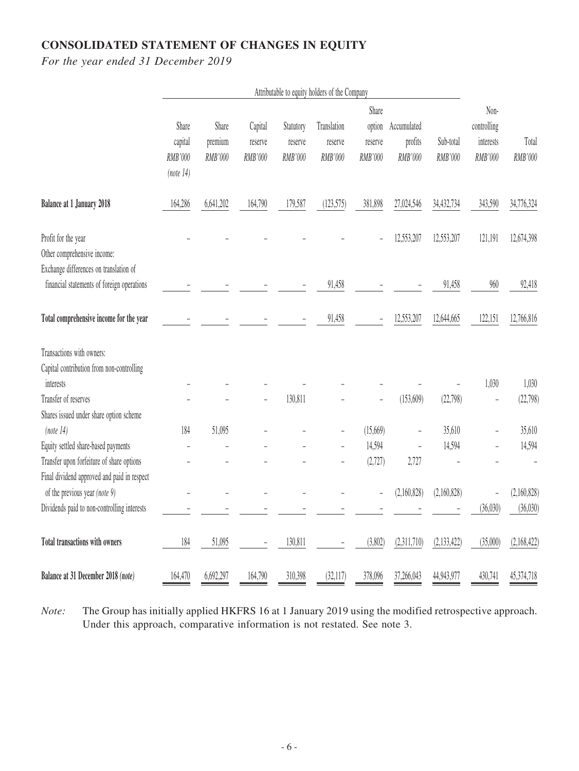## CONSOLIDATED STATEMENT OF CHANGES IN EQUITY

*For the year ended 31 December 2019*

| | Attributable to equity holders of the Company | | | | | | | | | |
|---|---|---|---|---|---|---|---|---|---|---|
| | Share capital RMB'000 (note 14) | Share premium RMB'000 | Capital reserve RMB'000 | Statutory reserve RMB'000 | Translation reserve RMB'000 | Share option reserve RMB'000 | Accumulated profits RMB'000 | Sub-total RMB'000 | Non-controlling interests RMB'000 | Total RMB'000 |
| **Balance at 1 January 2018** | 164,286 | 6,641,202 | 164,790 | 179,587 | (123,575) | 381,898 | 27,024,546 | 34,432,734 | 343,590 | 34,776,324 |
| Profit for the year | – | – | – | – | – | – | 12,553,207 | 12,553,207 | 121,191 | 12,674,398 |
| Other comprehensive income: | | | | | | | | | | |
| Exchange differences on translation of financial statements of foreign operations | – | – | – | – | 91,458 | – | – | 91,458 | 960 | 92,418 |
| **Total comprehensive income for the year** | – | – | – | – | 91,458 | – | 12,553,207 | 12,644,665 | 122,151 | 12,766,816 |
| Transactions with owners: | | | | | | | | | | |
| Capital contribution from non-controlling interests | – | – | – | – | – | – | – | – | 1,030 | 1,030 |
| Transfer of reserves | – | – | – | 130,811 | – | – | (153,609) | (22,798) | – | (22,798) |
| Shares issued under share option scheme *(note 14)* | 184 | 51,095 | – | – | – | (15,669) | – | 35,610 | – | 35,610 |
| Equity settled share-based payments | – | – | – | – | – | 14,594 | – | 14,594 | – | 14,594 |
| Transfer upon forfeiture of share options | – | – | – | – | – | (2,727) | 2,727 | – | – | – |
| Final dividend approved and paid in respect of the previous year *(note 9)* | – | – | – | – | – | – | (2,160,828) | (2,160,828) | – | (2,160,828) |
| Dividends paid to non-controlling interests | – | – | – | – | – | – | – | – | (36,030) | (36,030) |
| **Total transactions with owners** | 184 | 51,095 | – | 130,811 | – | (3,802) | (2,311,710) | (2,133,422) | (35,000) | (2,168,422) |
| **Balance at 31 December 2018 *(note)*** | 164,470 | 6,692,297 | 164,790 | 310,398 | (32,117) | 378,096 | 37,266,043 | 44,943,977 | 430,741 | 45,374,718 |

*Note:* The Group has initially applied HKFRS 16 at 1 January 2019 using the modified retrospective approach. Under this approach, comparative information is not restated. See note 3.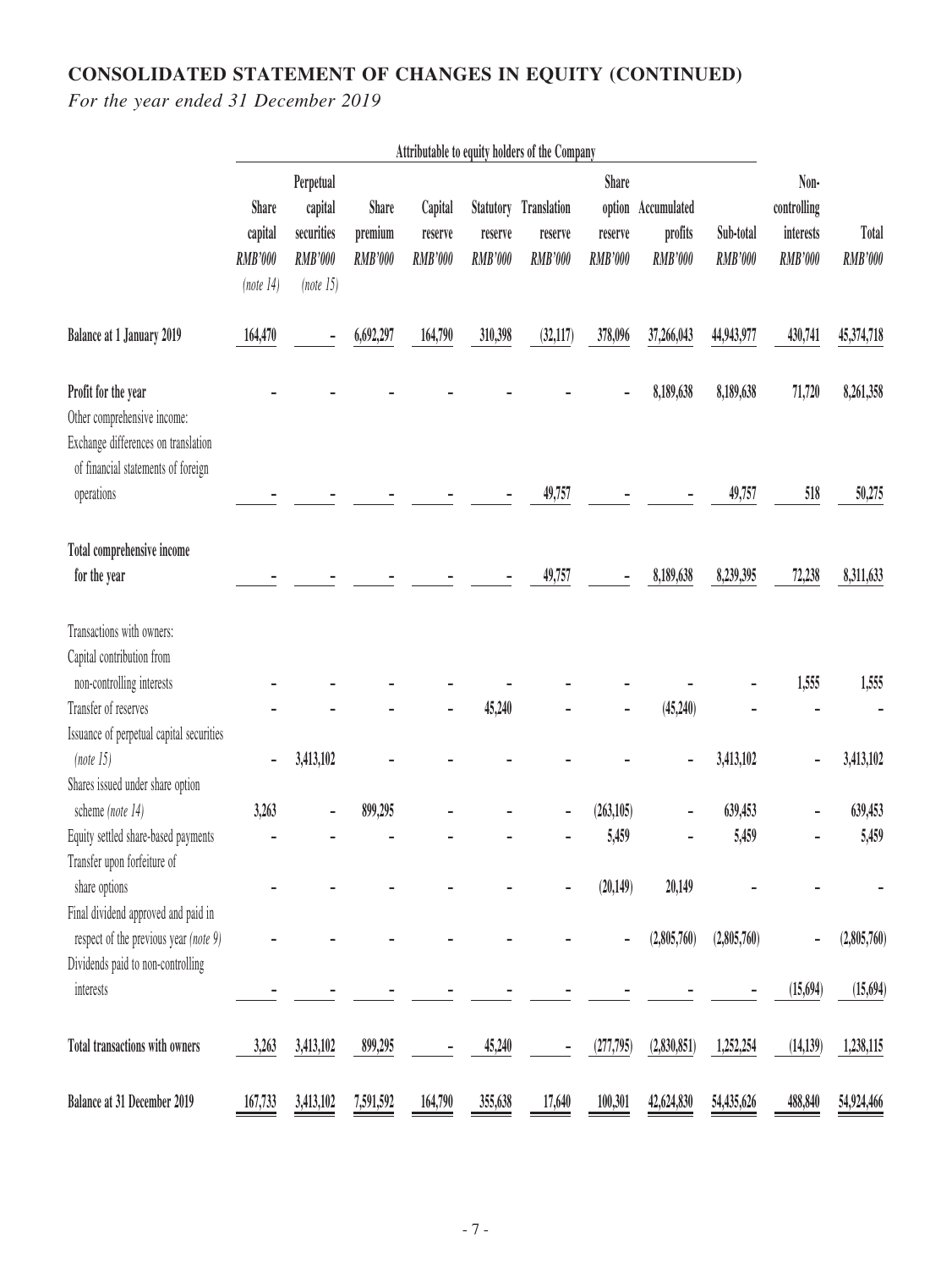## CONSOLIDATED STATEMENT OF CHANGES IN EQUITY (CONTINUED)

*For the year ended 31 December 2019*

| | Attributable to equity holders of the Company | | | | | | | | | | |
|---|---|---|---|---|---|---|---|---|---|---|---|
| | Share capital RMB'000 (note 14) | Perpetual capital securities RMB'000 (note 15) | Share premium RMB'000 | Capital reserve RMB'000 | Statutory reserve RMB'000 | Translation reserve RMB'000 | Share option reserve RMB'000 | Accumulated profits RMB'000 | Sub-total RMB'000 | Non-controlling interests RMB'000 | Total RMB'000 |
| **Balance at 1 January 2019** | 164,470 | - | 6,692,297 | 164,790 | 310,398 | (32,117) | 378,096 | 37,266,043 | 44,943,977 | 430,741 | 45,374,718 |
| **Profit for the year** | - | - | - | - | - | - | - | 8,189,638 | 8,189,638 | 71,720 | 8,261,358 |
| Other comprehensive income: | | | | | | | | | | | |
| Exchange differences on translation of financial statements of foreign operations | - | - | - | - | - | 49,757 | - | - | 49,757 | 518 | 50,275 |
| **Total comprehensive income for the year** | - | - | - | - | - | 49,757 | - | 8,189,638 | 8,239,395 | 72,238 | 8,311,633 |
| Transactions with owners: | | | | | | | | | | | |
| Capital contribution from non-controlling interests | - | - | - | - | - | - | - | - | - | 1,555 | 1,555 |
| Transfer of reserves | - | - | - | - | 45,240 | - | - | (45,240) | - | - | - |
| Issuance of perpetual capital securities *(note 15)* | - | 3,413,102 | - | - | - | - | - | - | 3,413,102 | - | 3,413,102 |
| Shares issued under share option scheme *(note 14)* | 3,263 | - | 899,295 | - | - | - | (263,105) | - | 639,453 | - | 639,453 |
| Equity settled share-based payments | - | - | - | - | - | - | 5,459 | - | 5,459 | - | 5,459 |
| Transfer upon forfeiture of share options | - | - | - | - | - | - | (20,149) | 20,149 | - | - | - |
| Final dividend approved and paid in respect of the previous year *(note 9)* | - | - | - | - | - | - | - | (2,805,760) | (2,805,760) | - | (2,805,760) |
| Dividends paid to non-controlling interests | - | - | - | - | - | - | - | - | - | (15,694) | (15,694) |
| **Total transactions with owners** | 3,263 | 3,413,102 | 899,295 | - | 45,240 | - | (277,795) | (2,830,851) | 1,252,254 | (14,139) | 1,238,115 |
| **Balance at 31 December 2019** | 167,733 | 3,413,102 | 7,591,592 | 164,790 | 355,638 | 17,640 | 100,301 | 42,624,830 | 54,435,626 | 488,840 | 54,924,466 |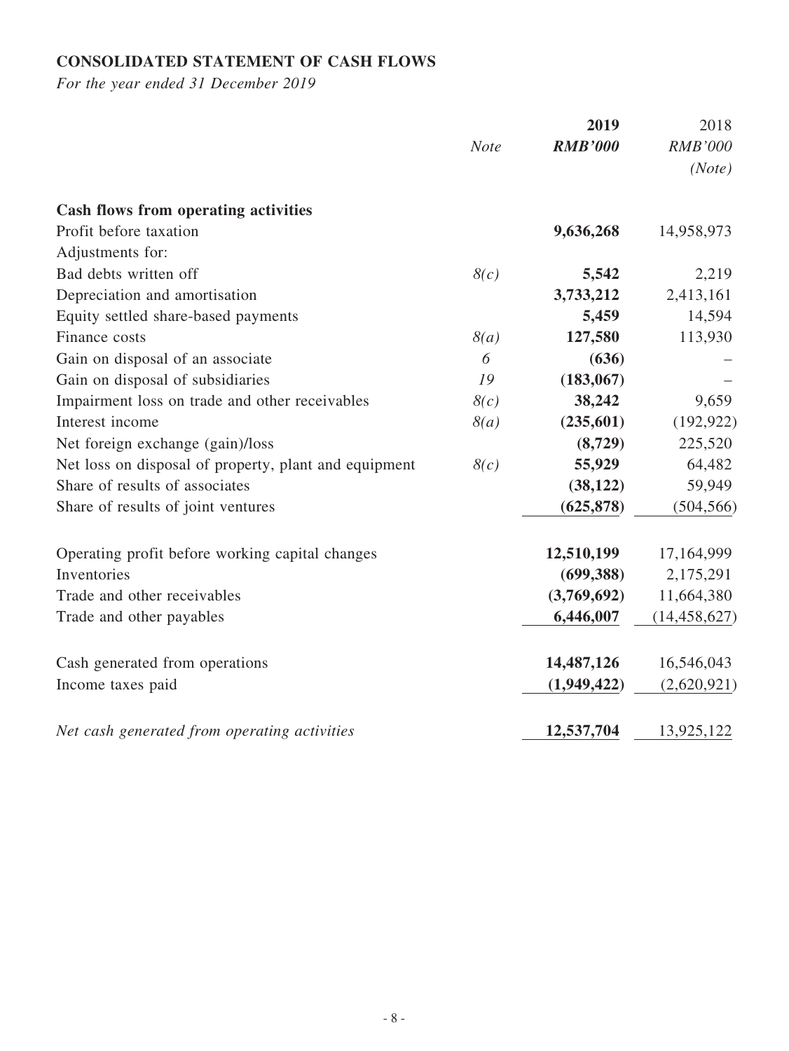## CONSOLIDATED STATEMENT OF CASH FLOWS

*For the year ended 31 December 2019*

| | *Note* | **2019** *RMB'000* | 2018 *RMB'000* *(Note)* |
|---|---|---|---|
| **Cash flows from operating activities** | | | |
| Profit before taxation | | **9,636,268** | 14,958,973 |
| Adjustments for: | | | |
| Bad debts written off | *8(c)* | **5,542** | 2,219 |
| Depreciation and amortisation | | **3,733,212** | 2,413,161 |
| Equity settled share-based payments | | **5,459** | 14,594 |
| Finance costs | *8(a)* | **127,580** | 113,930 |
| Gain on disposal of an associate | *6* | **(636)** | – |
| Gain on disposal of subsidiaries | *19* | **(183,067)** | – |
| Impairment loss on trade and other receivables | *8(c)* | **38,242** | 9,659 |
| Interest income | *8(a)* | **(235,601)** | (192,922) |
| Net foreign exchange (gain)/loss | | **(8,729)** | 225,520 |
| Net loss on disposal of property, plant and equipment | *8(c)* | **55,929** | 64,482 |
| Share of results of associates | | **(38,122)** | 59,949 |
| Share of results of joint ventures | | **(625,878)** | (504,566) |
| Operating profit before working capital changes | | **12,510,199** | 17,164,999 |
| Inventories | | **(699,388)** | 2,175,291 |
| Trade and other receivables | | **(3,769,692)** | 11,664,380 |
| Trade and other payables | | **6,446,007** | (14,458,627) |
| Cash generated from operations | | **14,487,126** | 16,546,043 |
| Income taxes paid | | **(1,949,422)** | (2,620,921) |
| *Net cash generated from operating activities* | | **12,537,704** | 13,925,122 |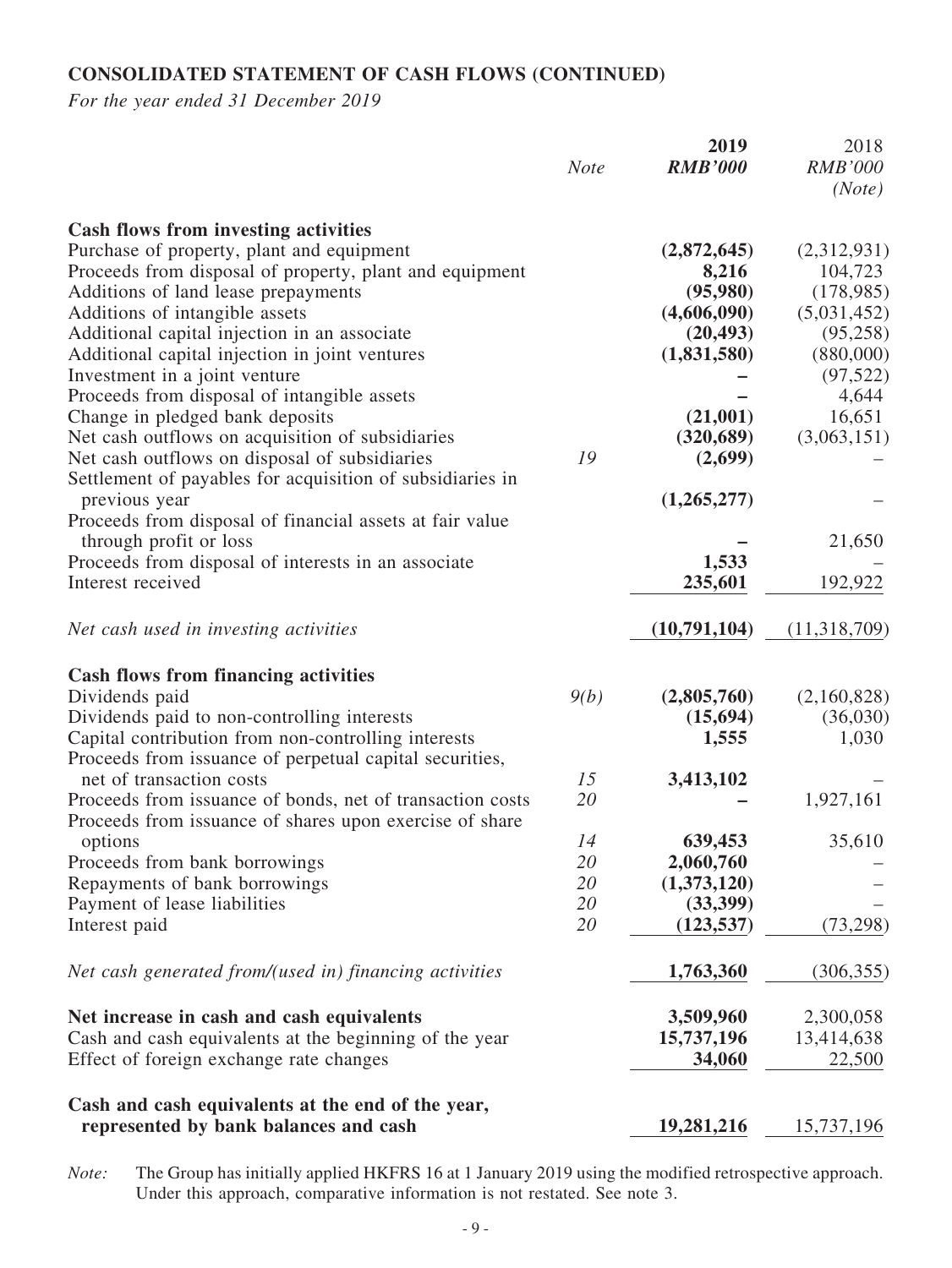## CONSOLIDATED STATEMENT OF CASH FLOWS (CONTINUED)

*For the year ended 31 December 2019*

| | *Note* | **2019** ***RMB'000*** | 2018 *RMB'000* *(Note)* |
|---|---|---|---|
| **Cash flows from investing activities** | | | |
| Purchase of property, plant and equipment | | **(2,872,645)** | (2,312,931) |
| Proceeds from disposal of property, plant and equipment | | **8,216** | 104,723 |
| Additions of land lease prepayments | | **(95,980)** | (178,985) |
| Additions of intangible assets | | **(4,606,090)** | (5,031,452) |
| Additional capital injection in an associate | | **(20,493)** | (95,258) |
| Additional capital injection in joint ventures | | **(1,831,580)** | (880,000) |
| Investment in a joint venture | | **–** | (97,522) |
| Proceeds from disposal of intangible assets | | **–** | 4,644 |
| Change in pledged bank deposits | | **(21,001)** | 16,651 |
| Net cash outflows on acquisition of subsidiaries | | **(320,689)** | (3,063,151) |
| Net cash outflows on disposal of subsidiaries | 19 | **(2,699)** | – |
| Settlement of payables for acquisition of subsidiaries in previous year | | **(1,265,277)** | – |
| Proceeds from disposal of financial assets at fair value through profit or loss | | **–** | 21,650 |
| Proceeds from disposal of interests in an associate | | **1,533** | – |
| Interest received | | **235,601** | 192,922 |
| *Net cash used in investing activities* | | **(10,791,104)** | (11,318,709) |
| **Cash flows from financing activities** | | | |
| Dividends paid | 9(b) | **(2,805,760)** | (2,160,828) |
| Dividends paid to non-controlling interests | | **(15,694)** | (36,030) |
| Capital contribution from non-controlling interests | | **1,555** | 1,030 |
| Proceeds from issuance of perpetual capital securities, net of transaction costs | 15 | **3,413,102** | – |
| Proceeds from issuance of bonds, net of transaction costs | 20 | **–** | 1,927,161 |
| Proceeds from issuance of shares upon exercise of share options | 14 | **639,453** | 35,610 |
| Proceeds from bank borrowings | 20 | **2,060,760** | – |
| Repayments of bank borrowings | 20 | **(1,373,120)** | – |
| Payment of lease liabilities | 20 | **(33,399)** | – |
| Interest paid | 20 | **(123,537)** | (73,298) |
| *Net cash generated from/(used in) financing activities* | | **1,763,360** | (306,355) |
| **Net increase in cash and cash equivalents** | | **3,509,960** | 2,300,058 |
| Cash and cash equivalents at the beginning of the year | | **15,737,196** | 13,414,638 |
| Effect of foreign exchange rate changes | | **34,060** | 22,500 |
| **Cash and cash equivalents at the end of the year, represented by bank balances and cash** | | **19,281,216** | 15,737,196 |

*Note:* The Group has initially applied HKFRS 16 at 1 January 2019 using the modified retrospective approach. Under this approach, comparative information is not restated. See note 3.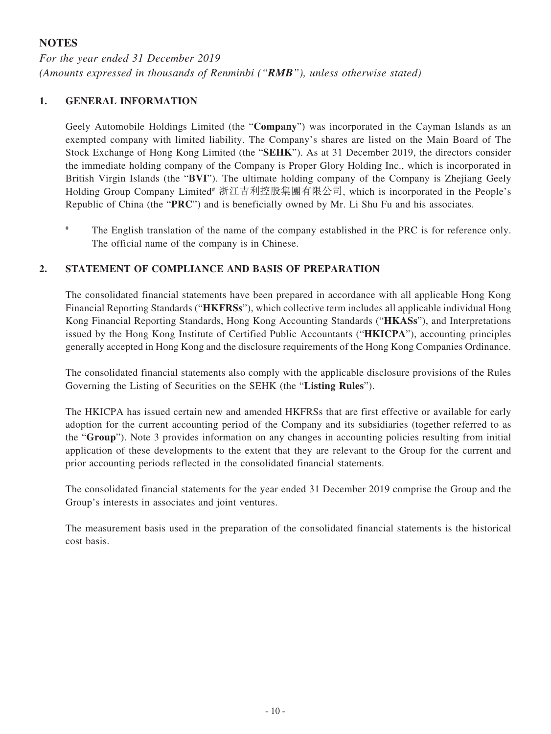## NOTES

*For the year ended 31 December 2019*
*(Amounts expressed in thousands of Renminbi ("**RMB**"), unless otherwise stated)*

### 1. GENERAL INFORMATION

Geely Automobile Holdings Limited (the "**Company**") was incorporated in the Cayman Islands as an exempted company with limited liability. The Company's shares are listed on the Main Board of The Stock Exchange of Hong Kong Limited (the "**SEHK**"). As at 31 December 2019, the directors consider the immediate holding company of the Company is Proper Glory Holding Inc., which is incorporated in British Virgin Islands (the "**BVI**"). The ultimate holding company of the Company is Zhejiang Geely Holding Group Company Limited# 浙江吉利控股集團有限公司, which is incorporated in the People's Republic of China (the "**PRC**") and is beneficially owned by Mr. Li Shu Fu and his associates.

# The English translation of the name of the company established in the PRC is for reference only. The official name of the company is in Chinese.

### 2. STATEMENT OF COMPLIANCE AND BASIS OF PREPARATION

The consolidated financial statements have been prepared in accordance with all applicable Hong Kong Financial Reporting Standards ("**HKFRSs**"), which collective term includes all applicable individual Hong Kong Financial Reporting Standards, Hong Kong Accounting Standards ("**HKASs**"), and Interpretations issued by the Hong Kong Institute of Certified Public Accountants ("**HKICPA**"), accounting principles generally accepted in Hong Kong and the disclosure requirements of the Hong Kong Companies Ordinance.

The consolidated financial statements also comply with the applicable disclosure provisions of the Rules Governing the Listing of Securities on the SEHK (the "**Listing Rules**").

The HKICPA has issued certain new and amended HKFRSs that are first effective or available for early adoption for the current accounting period of the Company and its subsidiaries (together referred to as the "**Group**"). Note 3 provides information on any changes in accounting policies resulting from initial application of these developments to the extent that they are relevant to the Group for the current and prior accounting periods reflected in the consolidated financial statements.

The consolidated financial statements for the year ended 31 December 2019 comprise the Group and the Group's interests in associates and joint ventures.

The measurement basis used in the preparation of the consolidated financial statements is the historical cost basis.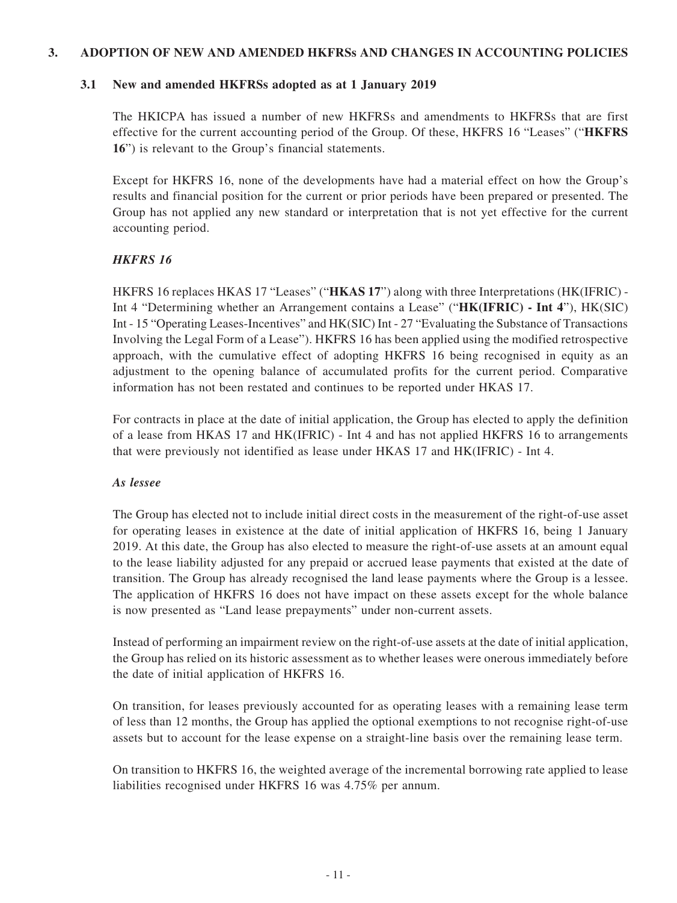## 3. ADOPTION OF NEW AND AMENDED HKFRSs AND CHANGES IN ACCOUNTING POLICIES

### 3.1 New and amended HKFRSs adopted as at 1 January 2019

The HKICPA has issued a number of new HKFRSs and amendments to HKFRSs that are first effective for the current accounting period of the Group. Of these, HKFRS 16 "Leases" ("**HKFRS 16**") is relevant to the Group's financial statements.

Except for HKFRS 16, none of the developments have had a material effect on how the Group's results and financial position for the current or prior periods have been prepared or presented. The Group has not applied any new standard or interpretation that is not yet effective for the current accounting period.

***HKFRS 16***

HKFRS 16 replaces HKAS 17 "Leases" ("**HKAS 17**") along with three Interpretations (HK(IFRIC) - Int 4 "Determining whether an Arrangement contains a Lease" ("**HK(IFRIC) - Int 4**"), HK(SIC) Int - 15 "Operating Leases-Incentives" and HK(SIC) Int - 27 "Evaluating the Substance of Transactions Involving the Legal Form of a Lease"). HKFRS 16 has been applied using the modified retrospective approach, with the cumulative effect of adopting HKFRS 16 being recognised in equity as an adjustment to the opening balance of accumulated profits for the current period. Comparative information has not been restated and continues to be reported under HKAS 17.

For contracts in place at the date of initial application, the Group has elected to apply the definition of a lease from HKAS 17 and HK(IFRIC) - Int 4 and has not applied HKFRS 16 to arrangements that were previously not identified as lease under HKAS 17 and HK(IFRIC) - Int 4.

***As lessee***

The Group has elected not to include initial direct costs in the measurement of the right-of-use asset for operating leases in existence at the date of initial application of HKFRS 16, being 1 January 2019. At this date, the Group has also elected to measure the right-of-use assets at an amount equal to the lease liability adjusted for any prepaid or accrued lease payments that existed at the date of transition. The Group has already recognised the land lease payments where the Group is a lessee. The application of HKFRS 16 does not have impact on these assets except for the whole balance is now presented as "Land lease prepayments" under non-current assets.

Instead of performing an impairment review on the right-of-use assets at the date of initial application, the Group has relied on its historic assessment as to whether leases were onerous immediately before the date of initial application of HKFRS 16.

On transition, for leases previously accounted for as operating leases with a remaining lease term of less than 12 months, the Group has applied the optional exemptions to not recognise right-of-use assets but to account for the lease expense on a straight-line basis over the remaining lease term.

On transition to HKFRS 16, the weighted average of the incremental borrowing rate applied to lease liabilities recognised under HKFRS 16 was 4.75% per annum.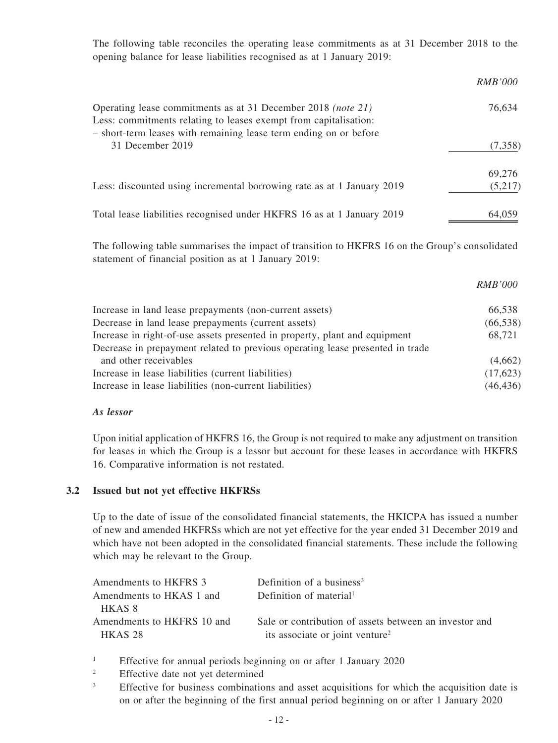The following table reconciles the operating lease commitments as at 31 December 2018 to the opening balance for lease liabilities recognised as at 1 January 2019:

| | *RMB'000* |
|---|---|
| Operating lease commitments as at 31 December 2018 *(note 21)* | 76,634 |
| Less: commitments relating to leases exempt from capitalisation: | |
| – short-term leases with remaining lease term ending on or before 31 December 2019 | (7,358) |
| | 69,276 |
| Less: discounted using incremental borrowing rate as at 1 January 2019 | (5,217) |
| Total lease liabilities recognised under HKFRS 16 as at 1 January 2019 | 64,059 |

The following table summarises the impact of transition to HKFRS 16 on the Group's consolidated statement of financial position as at 1 January 2019:

| | *RMB'000* |
|---|---|
| Increase in land lease prepayments (non-current assets) | 66,538 |
| Decrease in land lease prepayments (current assets) | (66,538) |
| Increase in right-of-use assets presented in property, plant and equipment | 68,721 |
| Decrease in prepayment related to previous operating lease presented in trade and other receivables | (4,662) |
| Increase in lease liabilities (current liabilities) | (17,623) |
| Increase in lease liabilities (non-current liabilities) | (46,436) |

***As lessor***

Upon initial application of HKFRS 16, the Group is not required to make any adjustment on transition for leases in which the Group is a lessor but account for these leases in accordance with HKFRS 16. Comparative information is not restated.

### 3.2 Issued but not yet effective HKFRSs

Up to the date of issue of the consolidated financial statements, the HKICPA has issued a number of new and amended HKFRSs which are not yet effective for the year ended 31 December 2019 and which have not been adopted in the consolidated financial statements. These include the following which may be relevant to the Group.

| | |
|---|---|
| Amendments to HKFRS 3 | Definition of a business[3] |
| Amendments to HKAS 1 and HKAS 8 | Definition of material[1] |
| Amendments to HKFRS 10 and HKAS 28 | Sale or contribution of assets between an investor and its associate or joint venture[2] |

[1] Effective for annual periods beginning on or after 1 January 2020

[2] Effective date not yet determined

[3] Effective for business combinations and asset acquisitions for which the acquisition date is on or after the beginning of the first annual period beginning on or after 1 January 2020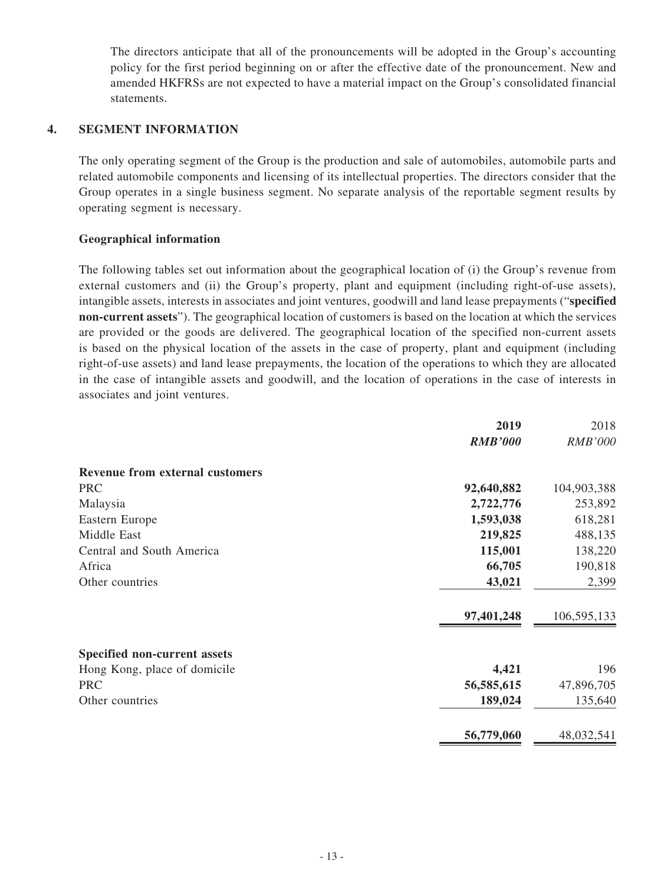The directors anticipate that all of the pronouncements will be adopted in the Group's accounting policy for the first period beginning on or after the effective date of the pronouncement. New and amended HKFRSs are not expected to have a material impact on the Group's consolidated financial statements.

## 4. SEGMENT INFORMATION

The only operating segment of the Group is the production and sale of automobiles, automobile parts and related automobile components and licensing of its intellectual properties. The directors consider that the Group operates in a single business segment. No separate analysis of the reportable segment results by operating segment is necessary.

### Geographical information

The following tables set out information about the geographical location of (i) the Group's revenue from external customers and (ii) the Group's property, plant and equipment (including right-of-use assets), intangible assets, interests in associates and joint ventures, goodwill and land lease prepayments ("**specified non-current assets**"). The geographical location of customers is based on the location at which the services are provided or the goods are delivered. The geographical location of the specified non-current assets is based on the physical location of the assets in the case of property, plant and equipment (including right-of-use assets) and land lease prepayments, the location of the operations to which they are allocated in the case of intangible assets and goodwill, and the location of operations in the case of interests in associates and joint ventures.

| | **2019** | 2018 |
|---|---|---|
| | ***RMB'000*** | *RMB'000* |
| **Revenue from external customers** | | |
| PRC | **92,640,882** | 104,903,388 |
| Malaysia | **2,722,776** | 253,892 |
| Eastern Europe | **1,593,038** | 618,281 |
| Middle East | **219,825** | 488,135 |
| Central and South America | **115,001** | 138,220 |
| Africa | **66,705** | 190,818 |
| Other countries | **43,021** | 2,399 |
| | **97,401,248** | 106,595,133 |
| **Specified non-current assets** | | |
| Hong Kong, place of domicile | **4,421** | 196 |
| PRC | **56,585,615** | 47,896,705 |
| Other countries | **189,024** | 135,640 |
| | **56,779,060** | 48,032,541 |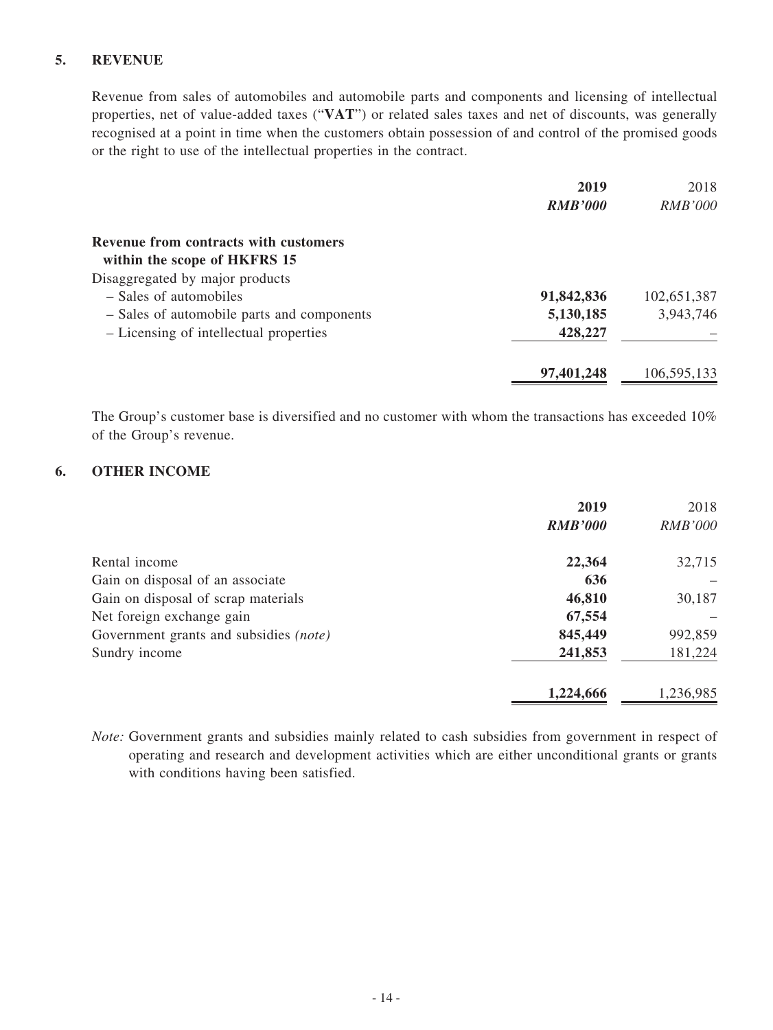## 5. REVENUE

Revenue from sales of automobiles and automobile parts and components and licensing of intellectual properties, net of value-added taxes ("**VAT**") or related sales taxes and net of discounts, was generally recognised at a point in time when the customers obtain possession of and control of the promised goods or the right to use of the intellectual properties in the contract.

| | **2019** | 2018 |
|---|---|---|
| | ***RMB'000*** | *RMB'000* |
| **Revenue from contracts with customers within the scope of HKFRS 15** | | |
| Disaggregated by major products | | |
| – Sales of automobiles | **91,842,836** | 102,651,387 |
| – Sales of automobile parts and components | **5,130,185** | 3,943,746 |
| – Licensing of intellectual properties | **428,227** | – |
| | **97,401,248** | 106,595,133 |

The Group's customer base is diversified and no customer with whom the transactions has exceeded 10% of the Group's revenue.

## 6. OTHER INCOME

| | **2019** | 2018 |
|---|---|---|
| | ***RMB'000*** | *RMB'000* |
| Rental income | **22,364** | 32,715 |
| Gain on disposal of an associate | **636** | – |
| Gain on disposal of scrap materials | **46,810** | 30,187 |
| Net foreign exchange gain | **67,554** | – |
| Government grants and subsidies *(note)* | **845,449** | 992,859 |
| Sundry income | **241,853** | 181,224 |
| | **1,224,666** | 1,236,985 |

*Note:* Government grants and subsidies mainly related to cash subsidies from government in respect of operating and research and development activities which are either unconditional grants or grants with conditions having been satisfied.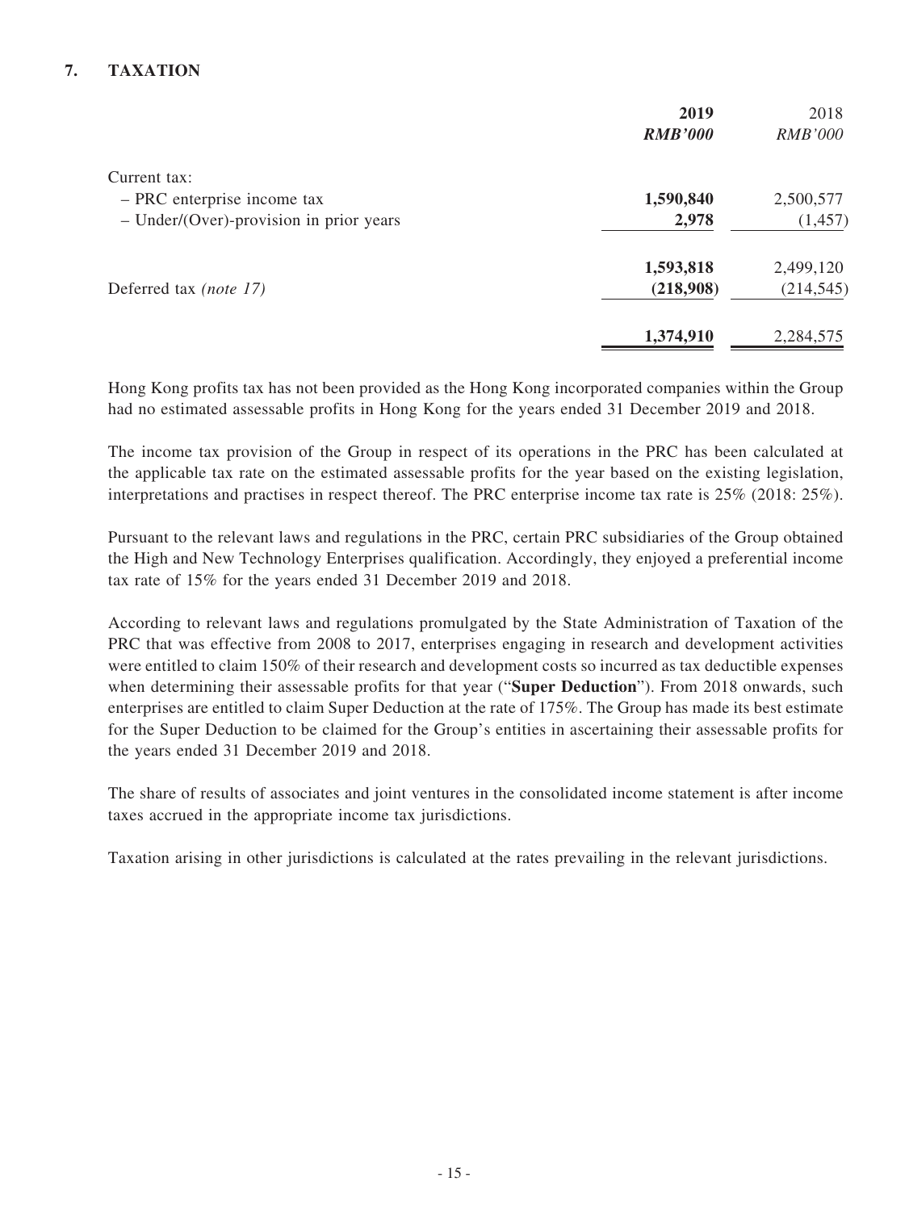## 7. TAXATION

| | 2019 | 2018 |
|---|---|---|
| | ***RMB'000*** | *RMB'000* |
| Current tax: | | |
| – PRC enterprise income tax | **1,590,840** | 2,500,577 |
| – Under/(Over)-provision in prior years | **2,978** | (1,457) |
| | **1,593,818** | 2,499,120 |
| Deferred tax *(note 17)* | **(218,908)** | (214,545) |
| | **1,374,910** | 2,284,575 |

Hong Kong profits tax has not been provided as the Hong Kong incorporated companies within the Group had no estimated assessable profits in Hong Kong for the years ended 31 December 2019 and 2018.

The income tax provision of the Group in respect of its operations in the PRC has been calculated at the applicable tax rate on the estimated assessable profits for the year based on the existing legislation, interpretations and practises in respect thereof. The PRC enterprise income tax rate is 25% (2018: 25%).

Pursuant to the relevant laws and regulations in the PRC, certain PRC subsidiaries of the Group obtained the High and New Technology Enterprises qualification. Accordingly, they enjoyed a preferential income tax rate of 15% for the years ended 31 December 2019 and 2018.

According to relevant laws and regulations promulgated by the State Administration of Taxation of the PRC that was effective from 2008 to 2017, enterprises engaging in research and development activities were entitled to claim 150% of their research and development costs so incurred as tax deductible expenses when determining their assessable profits for that year ("**Super Deduction**"). From 2018 onwards, such enterprises are entitled to claim Super Deduction at the rate of 175%. The Group has made its best estimate for the Super Deduction to be claimed for the Group's entities in ascertaining their assessable profits for the years ended 31 December 2019 and 2018.

The share of results of associates and joint ventures in the consolidated income statement is after income taxes accrued in the appropriate income tax jurisdictions.

Taxation arising in other jurisdictions is calculated at the rates prevailing in the relevant jurisdictions.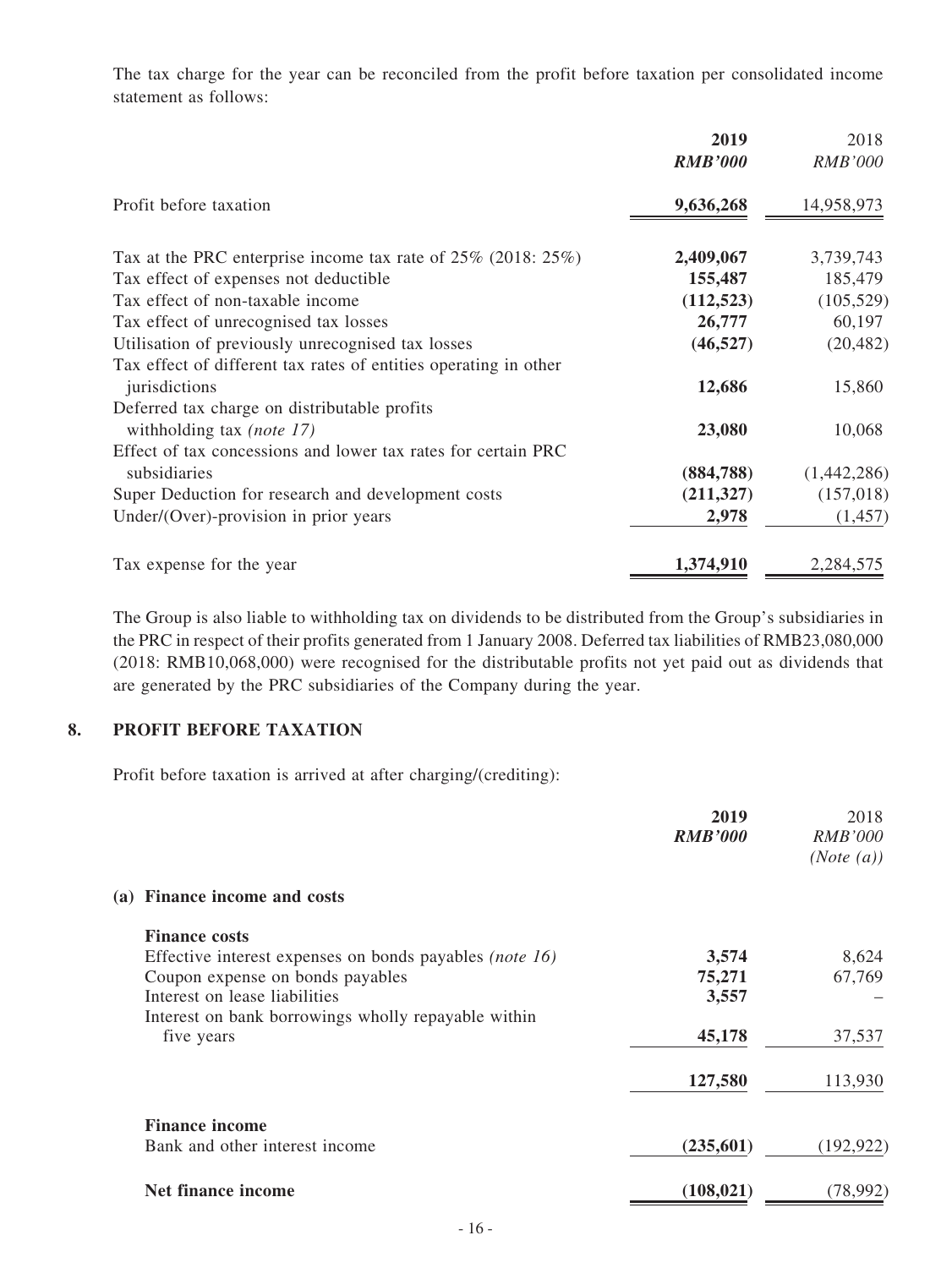The tax charge for the year can be reconciled from the profit before taxation per consolidated income statement as follows:

| | **2019** | 2018 |
|---|---|---|
| | ***RMB'000*** | *RMB'000* |
| Profit before taxation | **9,636,268** | 14,958,973 |
| Tax at the PRC enterprise income tax rate of 25% (2018: 25%) | **2,409,067** | 3,739,743 |
| Tax effect of expenses not deductible | **155,487** | 185,479 |
| Tax effect of non-taxable income | **(112,523)** | (105,529) |
| Tax effect of unrecognised tax losses | **26,777** | 60,197 |
| Utilisation of previously unrecognised tax losses | **(46,527)** | (20,482) |
| Tax effect of different tax rates of entities operating in other jurisdictions | **12,686** | 15,860 |
| Deferred tax charge on distributable profits withholding tax *(note 17)* | **23,080** | 10,068 |
| Effect of tax concessions and lower tax rates for certain PRC subsidiaries | **(884,788)** | (1,442,286) |
| Super Deduction for research and development costs | **(211,327)** | (157,018) |
| Under/(Over)-provision in prior years | **2,978** | (1,457) |
| Tax expense for the year | **1,374,910** | 2,284,575 |

The Group is also liable to withholding tax on dividends to be distributed from the Group's subsidiaries in the PRC in respect of their profits generated from 1 January 2008. Deferred tax liabilities of RMB23,080,000 (2018: RMB10,068,000) were recognised for the distributable profits not yet paid out as dividends that are generated by the PRC subsidiaries of the Company during the year.

## 8. PROFIT BEFORE TAXATION

Profit before taxation is arrived at after charging/(crediting):

| | **2019** | 2018 |
|---|---|---|
| | ***RMB'000*** | *RMB'000* *(Note (a))* |
| **(a) Finance income and costs** | | |
| **Finance costs** | | |
| Effective interest expenses on bonds payables *(note 16)* | **3,574** | 8,624 |
| Coupon expense on bonds payables | **75,271** | 67,769 |
| Interest on lease liabilities | **3,557** | – |
| Interest on bank borrowings wholly repayable within five years | **45,178** | 37,537 |
| | **127,580** | 113,930 |
| **Finance income** | | |
| Bank and other interest income | **(235,601)** | (192,922) |
| **Net finance income** | **(108,021)** | (78,992) |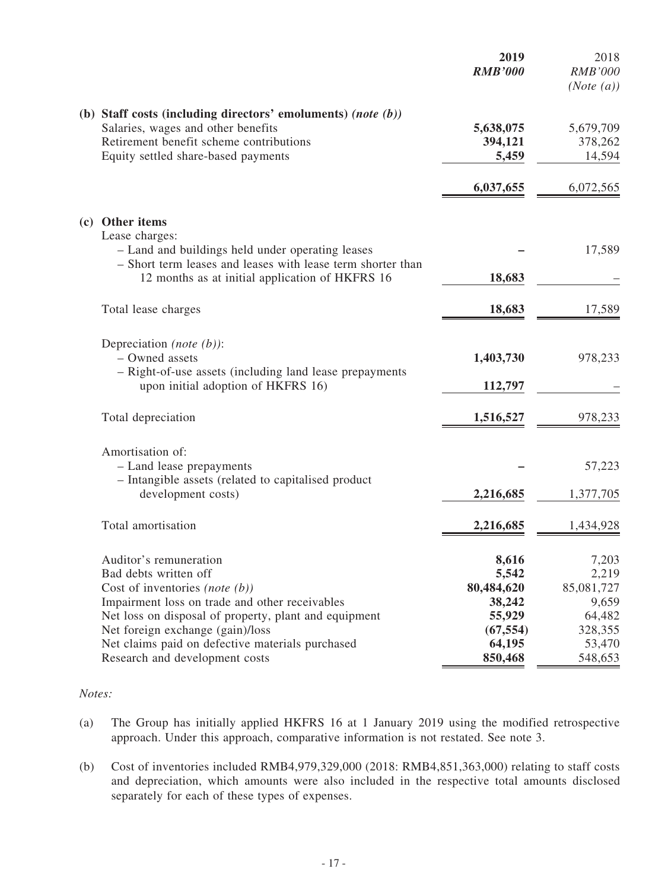| | 2019 | 2018 |
|---|---|---|
| | *RMB'000* | *RMB'000* |
| | | *(Note (a))* |
| **(b) Staff costs (including directors' emoluments)** *(note (b))* | | |
| Salaries, wages and other benefits | **5,638,075** | 5,679,709 |
| Retirement benefit scheme contributions | **394,121** | 378,262 |
| Equity settled share-based payments | **5,459** | 14,594 |
| | **6,037,655** | 6,072,565 |
| **(c) Other items** | | |
| Lease charges: | | |
| – Land and buildings held under operating leases | **–** | 17,589 |
| – Short term leases and leases with lease term shorter than 12 months as at initial application of HKFRS 16 | **18,683** | – |
| Total lease charges | **18,683** | 17,589 |
| Depreciation *(note (b))*: | | |
| – Owned assets | **1,403,730** | 978,233 |
| – Right-of-use assets (including land lease prepayments upon initial adoption of HKFRS 16) | **112,797** | – |
| Total depreciation | **1,516,527** | 978,233 |
| Amortisation of: | | |
| – Land lease prepayments | **–** | 57,223 |
| – Intangible assets (related to capitalised product development costs) | **2,216,685** | 1,377,705 |
| Total amortisation | **2,216,685** | 1,434,928 |
| Auditor's remuneration | **8,616** | 7,203 |
| Bad debts written off | **5,542** | 2,219 |
| Cost of inventories *(note (b))* | **80,484,620** | 85,081,727 |
| Impairment loss on trade and other receivables | **38,242** | 9,659 |
| Net loss on disposal of property, plant and equipment | **55,929** | 64,482 |
| Net foreign exchange (gain)/loss | **(67,554)** | 328,355 |
| Net claims paid on defective materials purchased | **64,195** | 53,470 |
| Research and development costs | **850,468** | 548,653 |

*Notes:*

(a) The Group has initially applied HKFRS 16 at 1 January 2019 using the modified retrospective approach. Under this approach, comparative information is not restated. See note 3.

(b) Cost of inventories included RMB4,979,329,000 (2018: RMB4,851,363,000) relating to staff costs and depreciation, which amounts were also included in the respective total amounts disclosed separately for each of these types of expenses.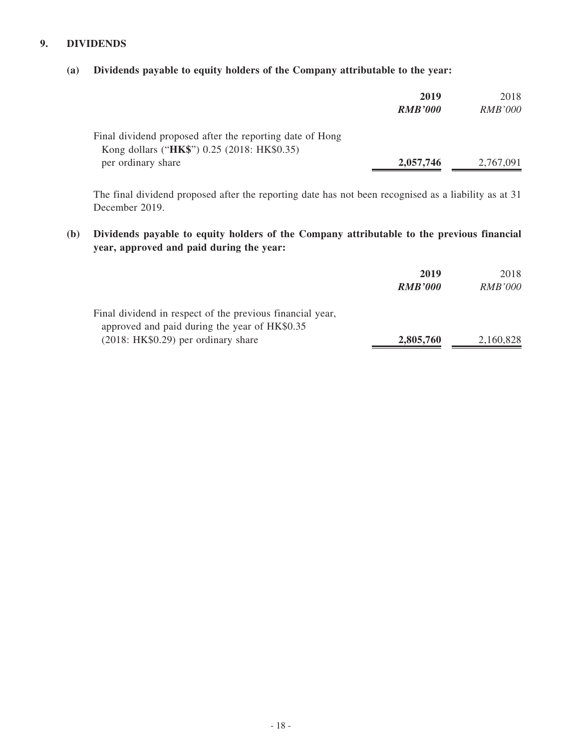## 9. DIVIDENDS

### (a) Dividends payable to equity holders of the Company attributable to the year:

| | **2019** | 2018 |
|---|---|---|
| | ***RMB'000*** | *RMB'000* |
| Final dividend proposed after the reporting date of Hong Kong dollars ("**HK$**") 0.25 (2018: HK$0.35) per ordinary share | **2,057,746** | 2,767,091 |

The final dividend proposed after the reporting date has not been recognised as a liability as at 31 December 2019.

### (b) Dividends payable to equity holders of the Company attributable to the previous financial year, approved and paid during the year:

| | **2019** | 2018 |
|---|---|---|
| | ***RMB'000*** | *RMB'000* |
| Final dividend in respect of the previous financial year, approved and paid during the year of HK$0.35 (2018: HK$0.29) per ordinary share | **2,805,760** | 2,160,828 |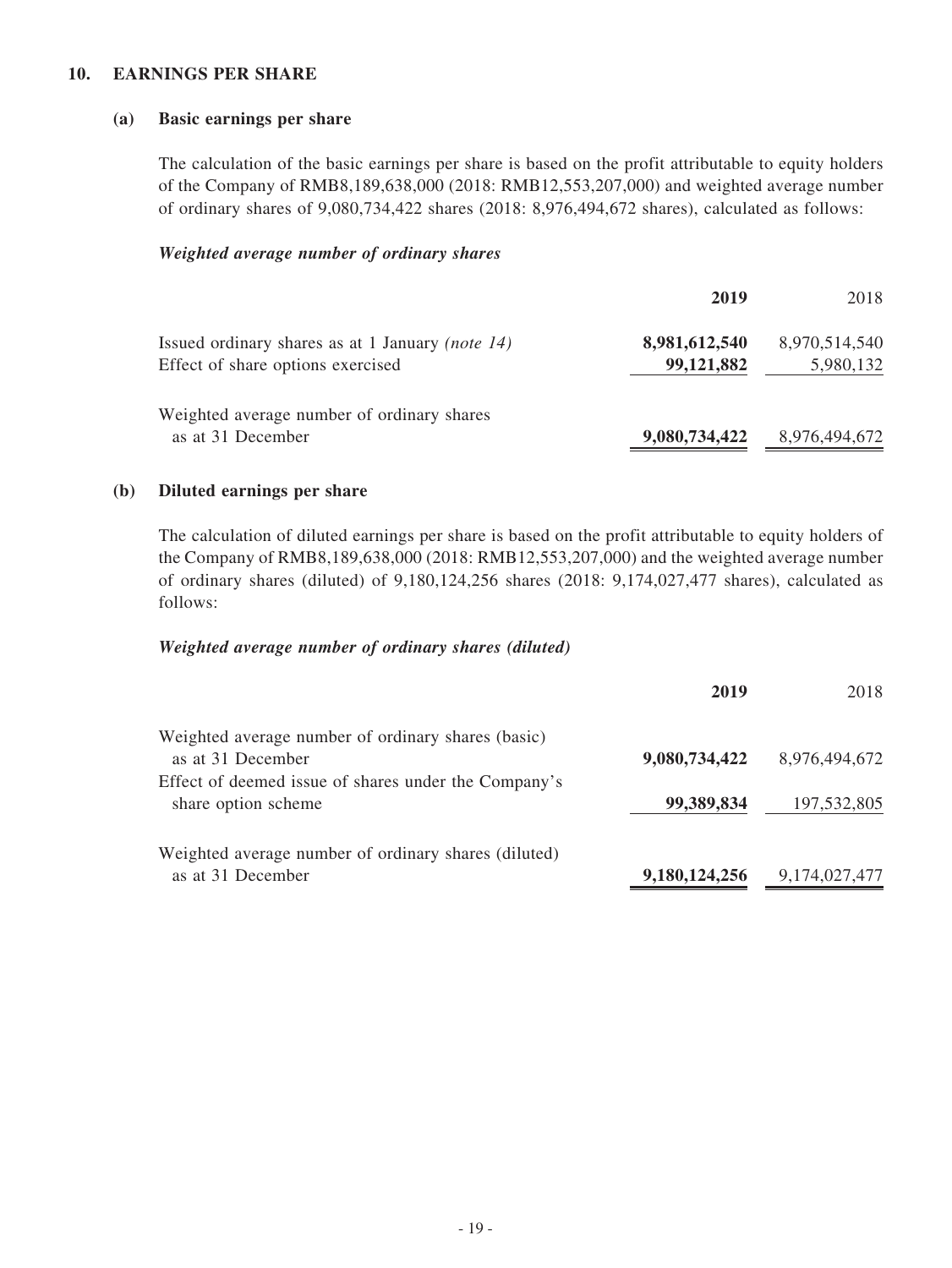## 10. EARNINGS PER SHARE

### (a) Basic earnings per share

The calculation of the basic earnings per share is based on the profit attributable to equity holders of the Company of RMB8,189,638,000 (2018: RMB12,553,207,000) and weighted average number of ordinary shares of 9,080,734,422 shares (2018: 8,976,494,672 shares), calculated as follows:

***Weighted average number of ordinary shares***

| | **2019** | 2018 |
|---|---|---|
| Issued ordinary shares as at 1 January *(note 14)* | **8,981,612,540** | 8,970,514,540 |
| Effect of share options exercised | **99,121,882** | 5,980,132 |
| Weighted average number of ordinary shares as at 31 December | **9,080,734,422** | 8,976,494,672 |

### (b) Diluted earnings per share

The calculation of diluted earnings per share is based on the profit attributable to equity holders of the Company of RMB8,189,638,000 (2018: RMB12,553,207,000) and the weighted average number of ordinary shares (diluted) of 9,180,124,256 shares (2018: 9,174,027,477 shares), calculated as follows:

***Weighted average number of ordinary shares (diluted)***

| | **2019** | 2018 |
|---|---|---|
| Weighted average number of ordinary shares (basic) as at 31 December | **9,080,734,422** | 8,976,494,672 |
| Effect of deemed issue of shares under the Company's share option scheme | **99,389,834** | 197,532,805 |
| Weighted average number of ordinary shares (diluted) as at 31 December | **9,180,124,256** | 9,174,027,477 |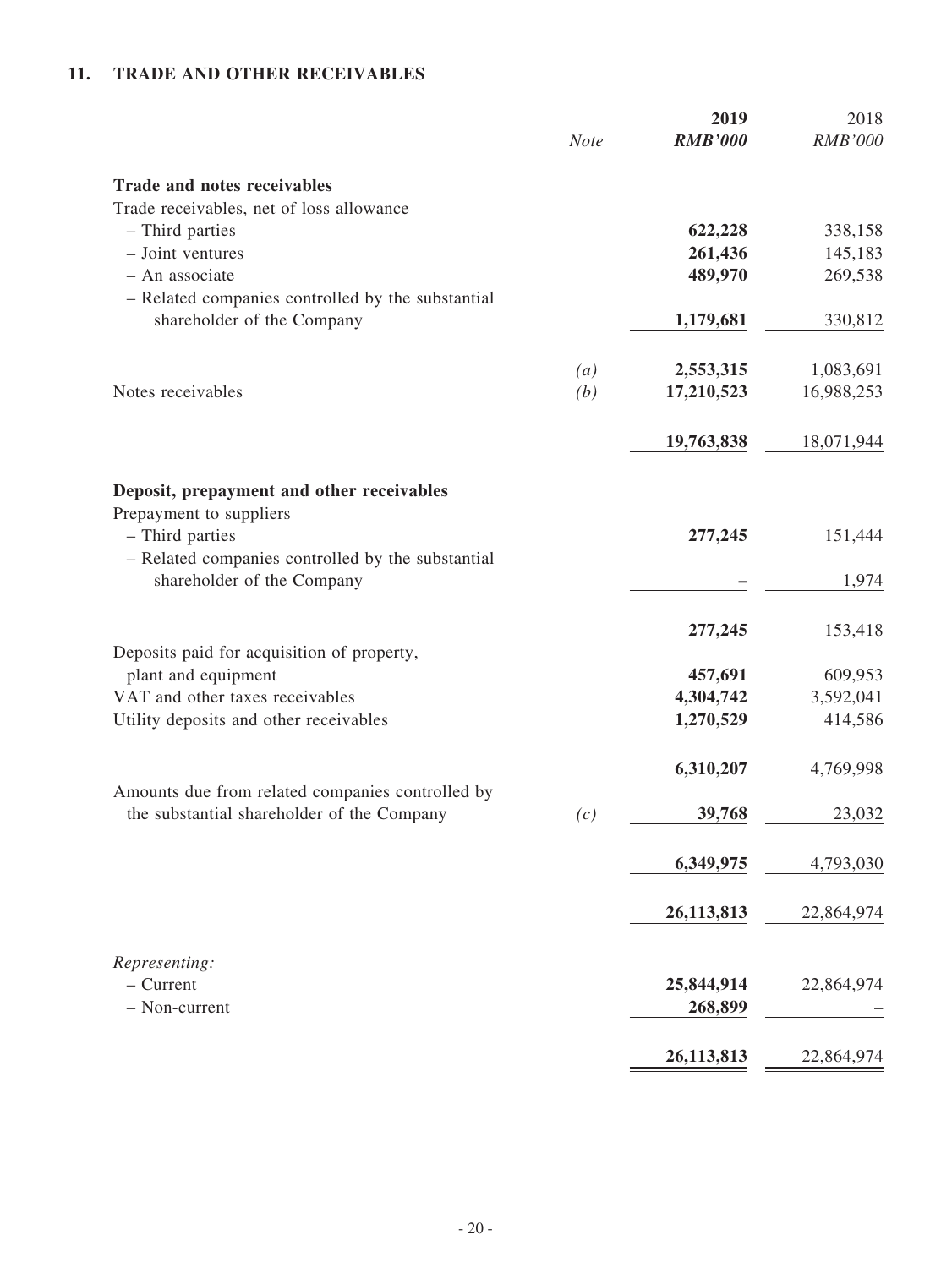## 11. TRADE AND OTHER RECEIVABLES

| | *Note* | **2019** **RMB'000** | 2018 *RMB'000* |
|---|---|---|---|
| **Trade and notes receivables** | | | |
| Trade receivables, net of loss allowance | | | |
| – Third parties | | **622,228** | 338,158 |
| – Joint ventures | | **261,436** | 145,183 |
| – An associate | | **489,970** | 269,538 |
| – Related companies controlled by the substantial shareholder of the Company | | **1,179,681** | 330,812 |
| | *(a)* | **2,553,315** | 1,083,691 |
| Notes receivables | *(b)* | **17,210,523** | 16,988,253 |
| | | **19,763,838** | 18,071,944 |
| **Deposit, prepayment and other receivables** | | | |
| Prepayment to suppliers | | | |
| – Third parties | | **277,245** | 151,444 |
| – Related companies controlled by the substantial shareholder of the Company | | **–** | 1,974 |
| | | **277,245** | 153,418 |
| Deposits paid for acquisition of property, plant and equipment | | **457,691** | 609,953 |
| VAT and other taxes receivables | | **4,304,742** | 3,592,041 |
| Utility deposits and other receivables | | **1,270,529** | 414,586 |
| | | **6,310,207** | 4,769,998 |
| Amounts due from related companies controlled by the substantial shareholder of the Company | *(c)* | **39,768** | 23,032 |
| | | **6,349,975** | 4,793,030 |
| | | **26,113,813** | 22,864,974 |
| *Representing:* | | | |
| – Current | | **25,844,914** | 22,864,974 |
| – Non-current | | **268,899** | – |
| | | **26,113,813** | 22,864,974 |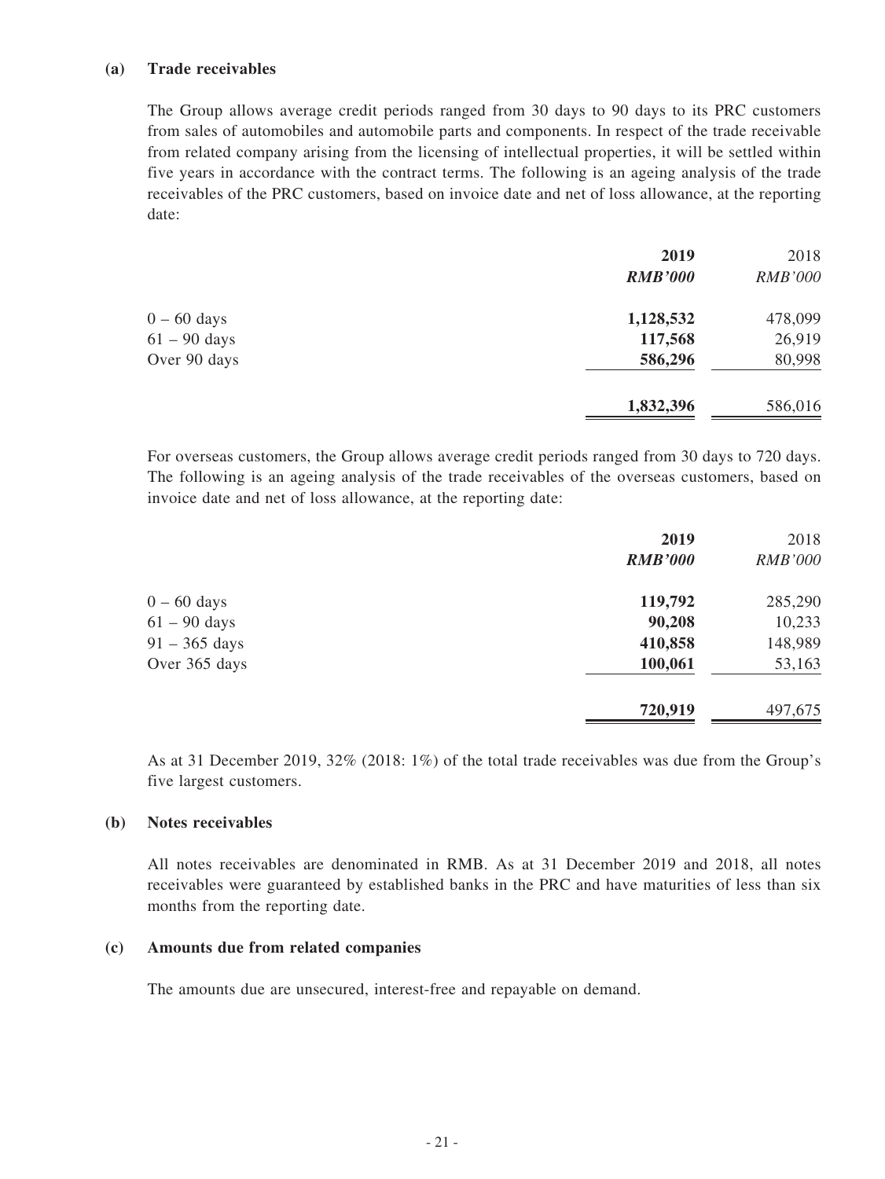**(a) Trade receivables**

The Group allows average credit periods ranged from 30 days to 90 days to its PRC customers from sales of automobiles and automobile parts and components. In respect of the trade receivable from related company arising from the licensing of intellectual properties, it will be settled within five years in accordance with the contract terms. The following is an ageing analysis of the trade receivables of the PRC customers, based on invoice date and net of loss allowance, at the reporting date:

| | **2019** | 2018 |
|---|---|---|
| | ***RMB'000*** | *RMB'000* |
| 0 – 60 days | **1,128,532** | 478,099 |
| 61 – 90 days | **117,568** | 26,919 |
| Over 90 days | **586,296** | 80,998 |
| | **1,832,396** | 586,016 |

For overseas customers, the Group allows average credit periods ranged from 30 days to 720 days. The following is an ageing analysis of the trade receivables of the overseas customers, based on invoice date and net of loss allowance, at the reporting date:

| | **2019** | 2018 |
|---|---|---|
| | ***RMB'000*** | *RMB'000* |
| 0 – 60 days | **119,792** | 285,290 |
| 61 – 90 days | **90,208** | 10,233 |
| 91 – 365 days | **410,858** | 148,989 |
| Over 365 days | **100,061** | 53,163 |
| | **720,919** | 497,675 |

As at 31 December 2019, 32% (2018: 1%) of the total trade receivables was due from the Group's five largest customers.

**(b) Notes receivables**

All notes receivables are denominated in RMB. As at 31 December 2019 and 2018, all notes receivables were guaranteed by established banks in the PRC and have maturities of less than six months from the reporting date.

**(c) Amounts due from related companies**

The amounts due are unsecured, interest-free and repayable on demand.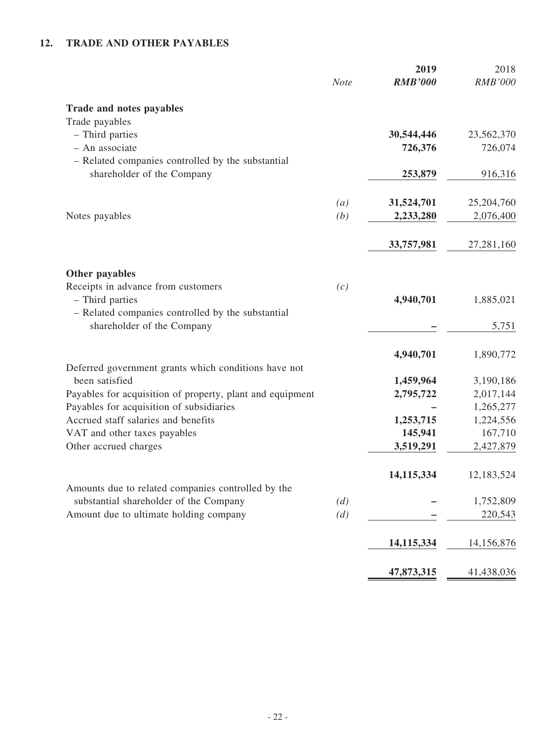## 12. TRADE AND OTHER PAYABLES

| | *Note* | **2019** ***RMB'000*** | 2018 *RMB'000* |
|---|---|---|---|
| **Trade and notes payables** | | | |
| Trade payables | | | |
| – Third parties | | **30,544,446** | 23,562,370 |
| – An associate | | **726,376** | 726,074 |
| – Related companies controlled by the substantial shareholder of the Company | | **253,879** | 916,316 |
| | *(a)* | **31,524,701** | 25,204,760 |
| Notes payables | *(b)* | **2,233,280** | 2,076,400 |
| | | **33,757,981** | 27,281,160 |
| **Other payables** | | | |
| Receipts in advance from customers | *(c)* | | |
| – Third parties | | **4,940,701** | 1,885,021 |
| – Related companies controlled by the substantial shareholder of the Company | | **–** | 5,751 |
| | | **4,940,701** | 1,890,772 |
| Deferred government grants which conditions have not been satisfied | | **1,459,964** | 3,190,186 |
| Payables for acquisition of property, plant and equipment | | **2,795,722** | 2,017,144 |
| Payables for acquisition of subsidiaries | | **–** | 1,265,277 |
| Accrued staff salaries and benefits | | **1,253,715** | 1,224,556 |
| VAT and other taxes payables | | **145,941** | 167,710 |
| Other accrued charges | | **3,519,291** | 2,427,879 |
| | | **14,115,334** | 12,183,524 |
| Amounts due to related companies controlled by the substantial shareholder of the Company | *(d)* | **–** | 1,752,809 |
| Amount due to ultimate holding company | *(d)* | **–** | 220,543 |
| | | **14,115,334** | 14,156,876 |
| | | **47,873,315** | 41,438,036 |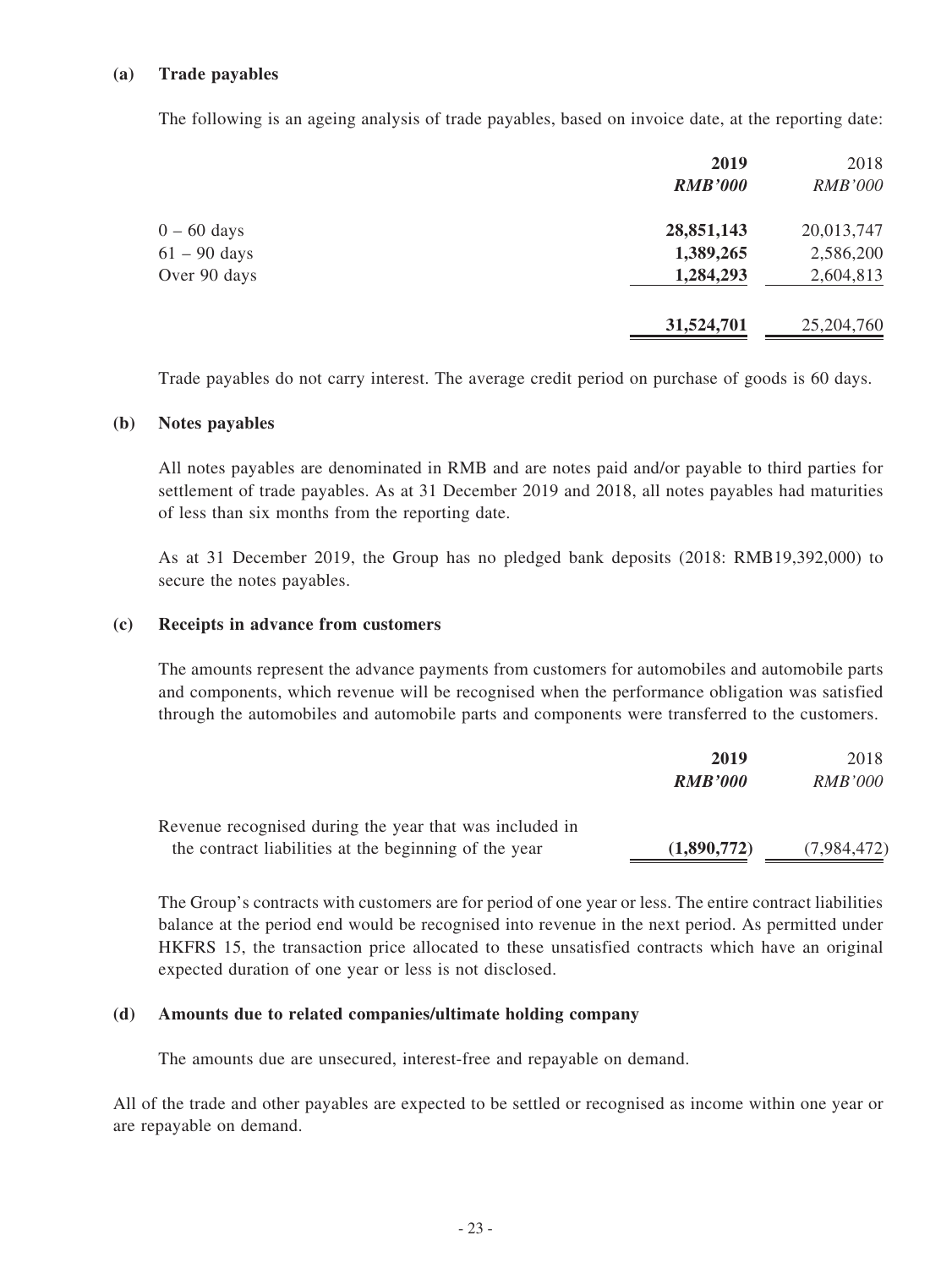**(a) Trade payables**

The following is an ageing analysis of trade payables, based on invoice date, at the reporting date:

| | 2019 | 2018 |
|---|---|---|
| | *RMB'000* | *RMB'000* |
| 0 – 60 days | **28,851,143** | 20,013,747 |
| 61 – 90 days | **1,389,265** | 2,586,200 |
| Over 90 days | **1,284,293** | 2,604,813 |
| | **31,524,701** | 25,204,760 |

Trade payables do not carry interest. The average credit period on purchase of goods is 60 days.

**(b) Notes payables**

All notes payables are denominated in RMB and are notes paid and/or payable to third parties for settlement of trade payables. As at 31 December 2019 and 2018, all notes payables had maturities of less than six months from the reporting date.

As at 31 December 2019, the Group has no pledged bank deposits (2018: RMB19,392,000) to secure the notes payables.

**(c) Receipts in advance from customers**

The amounts represent the advance payments from customers for automobiles and automobile parts and components, which revenue will be recognised when the performance obligation was satisfied through the automobiles and automobile parts and components were transferred to the customers.

| | 2019 | 2018 |
|---|---|---|
| | *RMB'000* | *RMB'000* |
| Revenue recognised during the year that was included in the contract liabilities at the beginning of the year | **(1,890,772)** | (7,984,472) |

The Group's contracts with customers are for period of one year or less. The entire contract liabilities balance at the period end would be recognised into revenue in the next period. As permitted under HKFRS 15, the transaction price allocated to these unsatisfied contracts which have an original expected duration of one year or less is not disclosed.

**(d) Amounts due to related companies/ultimate holding company**

The amounts due are unsecured, interest-free and repayable on demand.

All of the trade and other payables are expected to be settled or recognised as income within one year or are repayable on demand.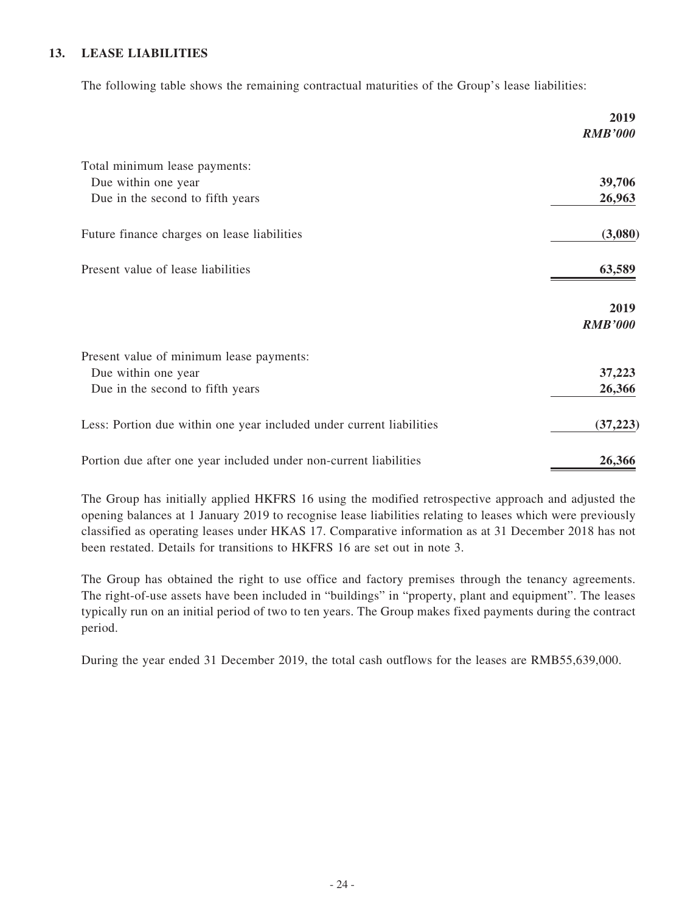## 13. LEASE LIABILITIES

The following table shows the remaining contractual maturities of the Group's lease liabilities:

| | 2019 |
|---|---|
| | *RMB'000* |
| Total minimum lease payments: | |
| Due within one year | **39,706** |
| Due in the second to fifth years | **26,963** |
| Future finance charges on lease liabilities | **(3,080)** |
| Present value of lease liabilities | **63,589** |

| | 2019 |
|---|---|
| | *RMB'000* |
| Present value of minimum lease payments: | |
| Due within one year | **37,223** |
| Due in the second to fifth years | **26,366** |
| Less: Portion due within one year included under current liabilities | **(37,223)** |
| Portion due after one year included under non-current liabilities | **26,366** |

The Group has initially applied HKFRS 16 using the modified retrospective approach and adjusted the opening balances at 1 January 2019 to recognise lease liabilities relating to leases which were previously classified as operating leases under HKAS 17. Comparative information as at 31 December 2018 has not been restated. Details for transitions to HKFRS 16 are set out in note 3.

The Group has obtained the right to use office and factory premises through the tenancy agreements. The right-of-use assets have been included in "buildings" in "property, plant and equipment". The leases typically run on an initial period of two to ten years. The Group makes fixed payments during the contract period.

During the year ended 31 December 2019, the total cash outflows for the leases are RMB55,639,000.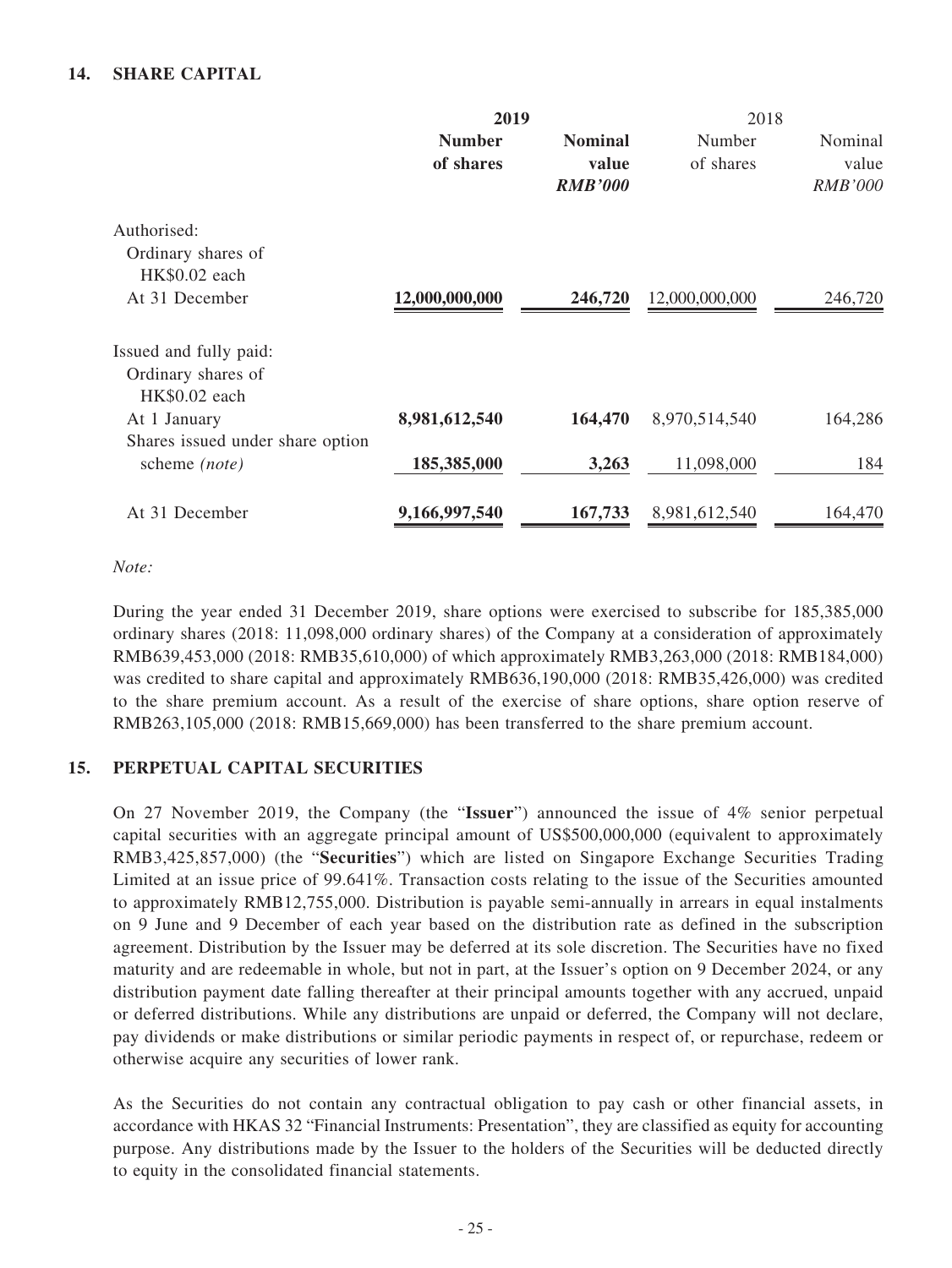## 14. SHARE CAPITAL

| | 2019 | | 2018 | |
|---|---|---|---|---|
| | **Number of shares** | **Nominal value** ***RMB'000*** | Number of shares | Nominal value *RMB'000* |
| Authorised: | | | | |
| Ordinary shares of HK$0.02 each | | | | |
| At 31 December | **12,000,000,000** | **246,720** | 12,000,000,000 | 246,720 |
| Issued and fully paid: | | | | |
| Ordinary shares of HK$0.02 each | | | | |
| At 1 January | **8,981,612,540** | **164,470** | 8,970,514,540 | 164,286 |
| Shares issued under share option scheme *(note)* | **185,385,000** | **3,263** | 11,098,000 | 184 |
| At 31 December | **9,166,997,540** | **167,733** | 8,981,612,540 | 164,470 |

*Note:*

During the year ended 31 December 2019, share options were exercised to subscribe for 185,385,000 ordinary shares (2018: 11,098,000 ordinary shares) of the Company at a consideration of approximately RMB639,453,000 (2018: RMB35,610,000) of which approximately RMB3,263,000 (2018: RMB184,000) was credited to share capital and approximately RMB636,190,000 (2018: RMB35,426,000) was credited to the share premium account. As a result of the exercise of share options, share option reserve of RMB263,105,000 (2018: RMB15,669,000) has been transferred to the share premium account.

## 15. PERPETUAL CAPITAL SECURITIES

On 27 November 2019, the Company (the "**Issuer**") announced the issue of 4% senior perpetual capital securities with an aggregate principal amount of US$500,000,000 (equivalent to approximately RMB3,425,857,000) (the "**Securities**") which are listed on Singapore Exchange Securities Trading Limited at an issue price of 99.641%. Transaction costs relating to the issue of the Securities amounted to approximately RMB12,755,000. Distribution is payable semi-annually in arrears in equal instalments on 9 June and 9 December of each year based on the distribution rate as defined in the subscription agreement. Distribution by the Issuer may be deferred at its sole discretion. The Securities have no fixed maturity and are redeemable in whole, but not in part, at the Issuer's option on 9 December 2024, or any distribution payment date falling thereafter at their principal amounts together with any accrued, unpaid or deferred distributions. While any distributions are unpaid or deferred, the Company will not declare, pay dividends or make distributions or similar periodic payments in respect of, or repurchase, redeem or otherwise acquire any securities of lower rank.

As the Securities do not contain any contractual obligation to pay cash or other financial assets, in accordance with HKAS 32 "Financial Instruments: Presentation", they are classified as equity for accounting purpose. Any distributions made by the Issuer to the holders of the Securities will be deducted directly to equity in the consolidated financial statements.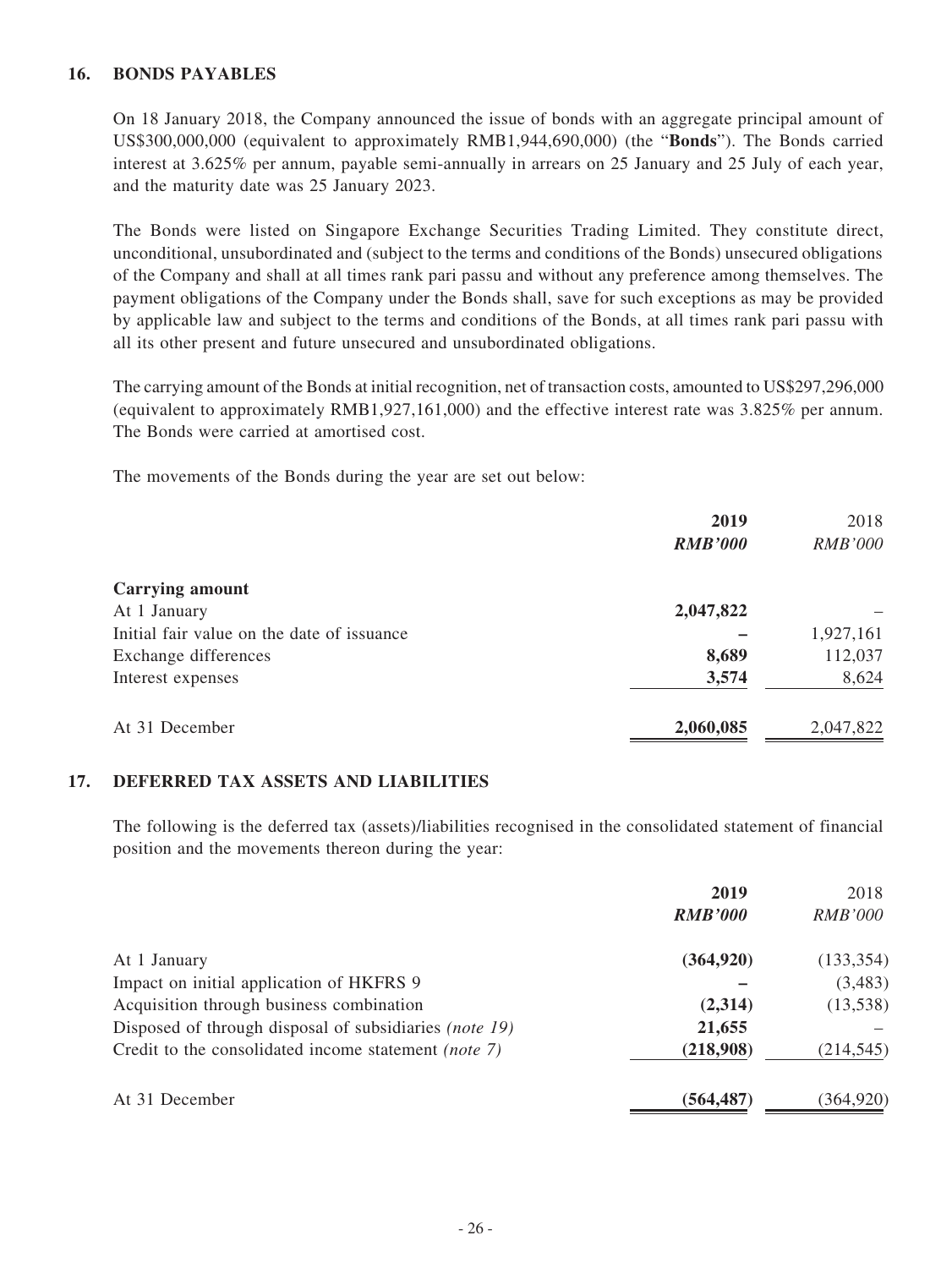## 16. BONDS PAYABLES

On 18 January 2018, the Company announced the issue of bonds with an aggregate principal amount of US$300,000,000 (equivalent to approximately RMB1,944,690,000) (the "**Bonds**"). The Bonds carried interest at 3.625% per annum, payable semi-annually in arrears on 25 January and 25 July of each year, and the maturity date was 25 January 2023.

The Bonds were listed on Singapore Exchange Securities Trading Limited. They constitute direct, unconditional, unsubordinated and (subject to the terms and conditions of the Bonds) unsecured obligations of the Company and shall at all times rank pari passu and without any preference among themselves. The payment obligations of the Company under the Bonds shall, save for such exceptions as may be provided by applicable law and subject to the terms and conditions of the Bonds, at all times rank pari passu with all its other present and future unsecured and unsubordinated obligations.

The carrying amount of the Bonds at initial recognition, net of transaction costs, amounted to US$297,296,000 (equivalent to approximately RMB1,927,161,000) and the effective interest rate was 3.825% per annum. The Bonds were carried at amortised cost.

The movements of the Bonds during the year are set out below:

| | **2019** | 2018 |
|---|---|---|
| | ***RMB'000*** | *RMB'000* |
| **Carrying amount** | | |
| At 1 January | **2,047,822** | – |
| Initial fair value on the date of issuance | **–** | 1,927,161 |
| Exchange differences | **8,689** | 112,037 |
| Interest expenses | **3,574** | 8,624 |
| At 31 December | **2,060,085** | 2,047,822 |

## 17. DEFERRED TAX ASSETS AND LIABILITIES

The following is the deferred tax (assets)/liabilities recognised in the consolidated statement of financial position and the movements thereon during the year:

| | **2019** | 2018 |
|---|---|---|
| | ***RMB'000*** | *RMB'000* |
| At 1 January | **(364,920)** | (133,354) |
| Impact on initial application of HKFRS 9 | **–** | (3,483) |
| Acquisition through business combination | **(2,314)** | (13,538) |
| Disposed of through disposal of subsidiaries *(note 19)* | **21,655** | – |
| Credit to the consolidated income statement *(note 7)* | **(218,908)** | (214,545) |
| At 31 December | **(564,487)** | (364,920) |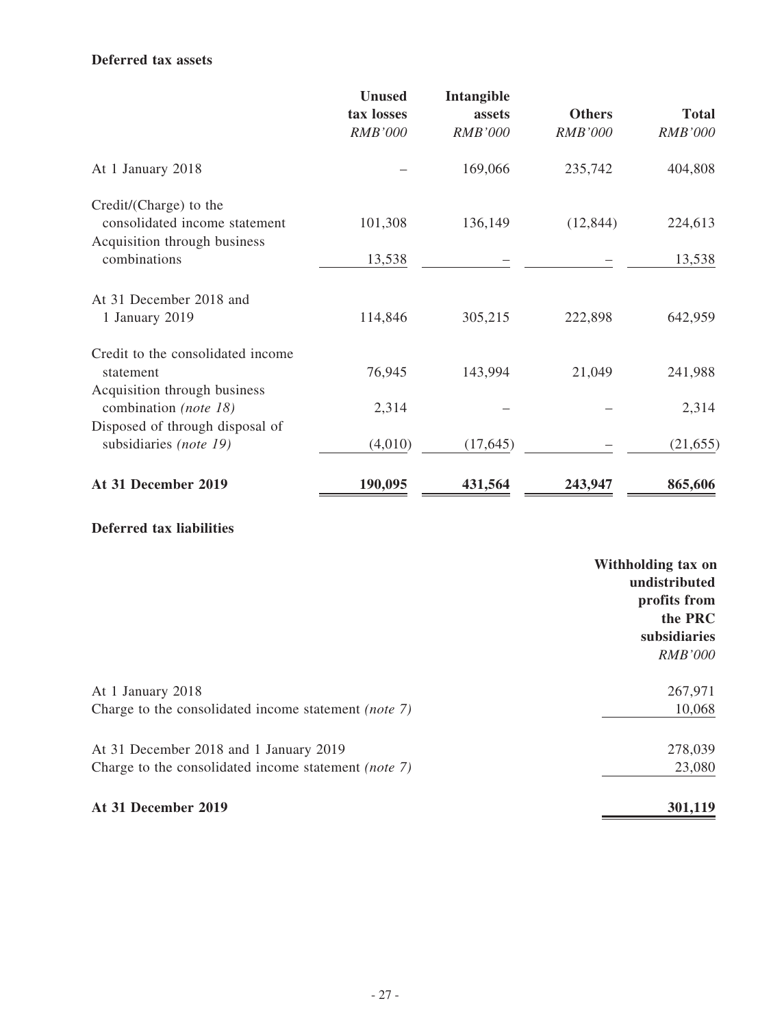**Deferred tax assets**

| | Unused tax losses | Intangible assets | Others | Total |
|---|---|---|---|---|
| | *RMB'000* | *RMB'000* | *RMB'000* | *RMB'000* |
| At 1 January 2018 | – | 169,066 | 235,742 | 404,808 |
| Credit/(Charge) to the consolidated income statement | 101,308 | 136,149 | (12,844) | 224,613 |
| Acquisition through business combinations | 13,538 | – | – | 13,538 |
| At 31 December 2018 and 1 January 2019 | 114,846 | 305,215 | 222,898 | 642,959 |
| Credit to the consolidated income statement | 76,945 | 143,994 | 21,049 | 241,988 |
| Acquisition through business combination *(note 18)* | 2,314 | – | – | 2,314 |
| Disposed of through disposal of subsidiaries *(note 19)* | (4,010) | (17,645) | – | (21,655) |
| **At 31 December 2019** | **190,095** | **431,564** | **243,947** | **865,606** |

**Deferred tax liabilities**

| | Withholding tax on undistributed profits from the PRC subsidiaries |
|---|---|
| | *RMB'000* |
| At 1 January 2018 | 267,971 |
| Charge to the consolidated income statement *(note 7)* | 10,068 |
| At 31 December 2018 and 1 January 2019 | 278,039 |
| Charge to the consolidated income statement *(note 7)* | 23,080 |
| **At 31 December 2019** | **301,119** |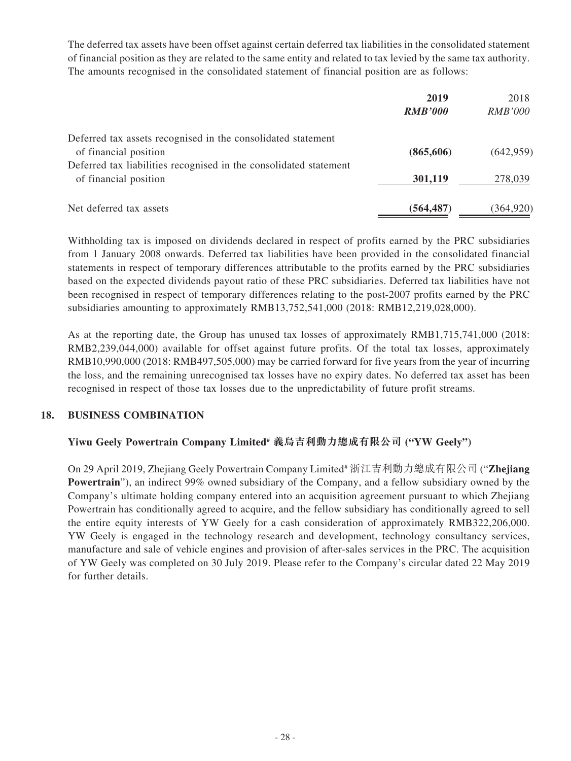The deferred tax assets have been offset against certain deferred tax liabilities in the consolidated statement of financial position as they are related to the same entity and related to tax levied by the same tax authority. The amounts recognised in the consolidated statement of financial position are as follows:

| | **2019** | 2018 |
|---|---|---|
| | ***RMB'000*** | *RMB'000* |
| Deferred tax assets recognised in the consolidated statement of financial position | **(865,606)** | (642,959) |
| Deferred tax liabilities recognised in the consolidated statement of financial position | **301,119** | 278,039 |
| Net deferred tax assets | **(564,487)** | (364,920) |

Withholding tax is imposed on dividends declared in respect of profits earned by the PRC subsidiaries from 1 January 2008 onwards. Deferred tax liabilities have been provided in the consolidated financial statements in respect of temporary differences attributable to the profits earned by the PRC subsidiaries based on the expected dividends payout ratio of these PRC subsidiaries. Deferred tax liabilities have not been recognised in respect of temporary differences relating to the post-2007 profits earned by the PRC subsidiaries amounting to approximately RMB13,752,541,000 (2018: RMB12,219,028,000).

As at the reporting date, the Group has unused tax losses of approximately RMB1,715,741,000 (2018: RMB2,239,044,000) available for offset against future profits. Of the total tax losses, approximately RMB10,990,000 (2018: RMB497,505,000) may be carried forward for five years from the year of incurring the loss, and the remaining unrecognised tax losses have no expiry dates. No deferred tax asset has been recognised in respect of those tax losses due to the unpredictability of future profit streams.

## 18. BUSINESS COMBINATION

### Yiwu Geely Powertrain Company Limited# 義烏吉利動力總成有限公司 ("YW Geely")

On 29 April 2019, Zhejiang Geely Powertrain Company Limited# 浙江吉利動力總成有限公司 ("**Zhejiang Powertrain**"), an indirect 99% owned subsidiary of the Company, and a fellow subsidiary owned by the Company's ultimate holding company entered into an acquisition agreement pursuant to which Zhejiang Powertrain has conditionally agreed to acquire, and the fellow subsidiary has conditionally agreed to sell the entire equity interests of YW Geely for a cash consideration of approximately RMB322,206,000. YW Geely is engaged in the technology research and development, technology consultancy services, manufacture and sale of vehicle engines and provision of after-sales services in the PRC. The acquisition of YW Geely was completed on 30 July 2019. Please refer to the Company's circular dated 22 May 2019 for further details.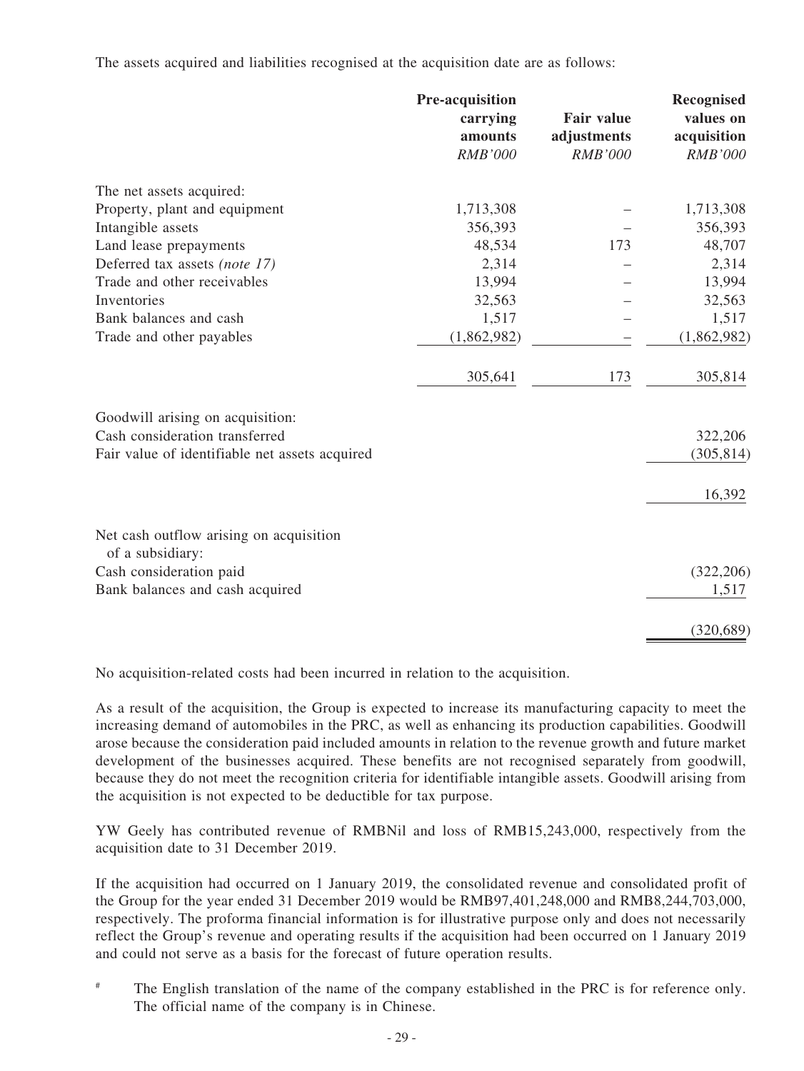The assets acquired and liabilities recognised at the acquisition date are as follows:

| | Pre-acquisition carrying amounts *RMB'000* | Fair value adjustments *RMB'000* | Recognised values on acquisition *RMB'000* |
|---|---|---|---|
| The net assets acquired: | | | |
| Property, plant and equipment | 1,713,308 | – | 1,713,308 |
| Intangible assets | 356,393 | – | 356,393 |
| Land lease prepayments | 48,534 | 173 | 48,707 |
| Deferred tax assets *(note 17)* | 2,314 | – | 2,314 |
| Trade and other receivables | 13,994 | – | 13,994 |
| Inventories | 32,563 | – | 32,563 |
| Bank balances and cash | 1,517 | – | 1,517 |
| Trade and other payables | (1,862,982) | – | (1,862,982) |
| | 305,641 | 173 | 305,814 |
| Goodwill arising on acquisition: | | | |
| Cash consideration transferred | | | 322,206 |
| Fair value of identifiable net assets acquired | | | (305,814) |
| | | | 16,392 |
| Net cash outflow arising on acquisition of a subsidiary: | | | |
| Cash consideration paid | | | (322,206) |
| Bank balances and cash acquired | | | 1,517 |
| | | | (320,689) |

No acquisition-related costs had been incurred in relation to the acquisition.

As a result of the acquisition, the Group is expected to increase its manufacturing capacity to meet the increasing demand of automobiles in the PRC, as well as enhancing its production capabilities. Goodwill arose because the consideration paid included amounts in relation to the revenue growth and future market development of the businesses acquired. These benefits are not recognised separately from goodwill, because they do not meet the recognition criteria for identifiable intangible assets. Goodwill arising from the acquisition is not expected to be deductible for tax purpose.

YW Geely has contributed revenue of RMBNil and loss of RMB15,243,000, respectively from the acquisition date to 31 December 2019.

If the acquisition had occurred on 1 January 2019, the consolidated revenue and consolidated profit of the Group for the year ended 31 December 2019 would be RMB97,401,248,000 and RMB8,244,703,000, respectively. The proforma financial information is for illustrative purpose only and does not necessarily reflect the Group's revenue and operating results if the acquisition had been occurred on 1 January 2019 and could not serve as a basis for the forecast of future operation results.

# The English translation of the name of the company established in the PRC is for reference only. The official name of the company is in Chinese.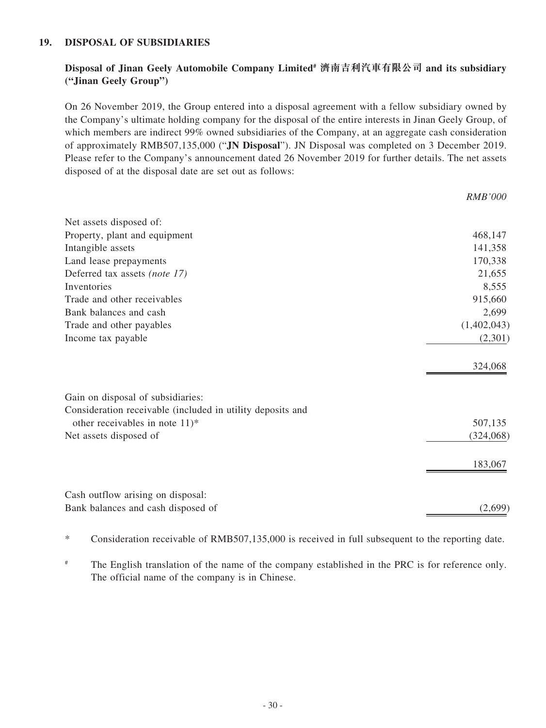## 19. DISPOSAL OF SUBSIDIARIES

### Disposal of Jinan Geely Automobile Company Limited# 濟南吉利汽車有限公司 and its subsidiary ("Jinan Geely Group")

On 26 November 2019, the Group entered into a disposal agreement with a fellow subsidiary owned by the Company's ultimate holding company for the disposal of the entire interests in Jinan Geely Group, of which members are indirect 99% owned subsidiaries of the Company, at an aggregate cash consideration of approximately RMB507,135,000 ("**JN Disposal**"). JN Disposal was completed on 3 December 2019. Please refer to the Company's announcement dated 26 November 2019 for further details. The net assets disposed of at the disposal date are set out as follows:

| | *RMB'000* |
|---|---:|
| Net assets disposed of: | |
| Property, plant and equipment | 468,147 |
| Intangible assets | 141,358 |
| Land lease prepayments | 170,338 |
| Deferred tax assets *(note 17)* | 21,655 |
| Inventories | 8,555 |
| Trade and other receivables | 915,660 |
| Bank balances and cash | 2,699 |
| Trade and other payables | (1,402,043) |
| Income tax payable | (2,301) |
| | 324,068 |
| Gain on disposal of subsidiaries: | |
| Consideration receivable (included in utility deposits and other receivables in note 11)* | 507,135 |
| Net assets disposed of | (324,068) |
| | 183,067 |
| Cash outflow arising on disposal: | |
| Bank balances and cash disposed of | (2,699) |

\* Consideration receivable of RMB507,135,000 is received in full subsequent to the reporting date.

\# The English translation of the name of the company established in the PRC is for reference only. The official name of the company is in Chinese.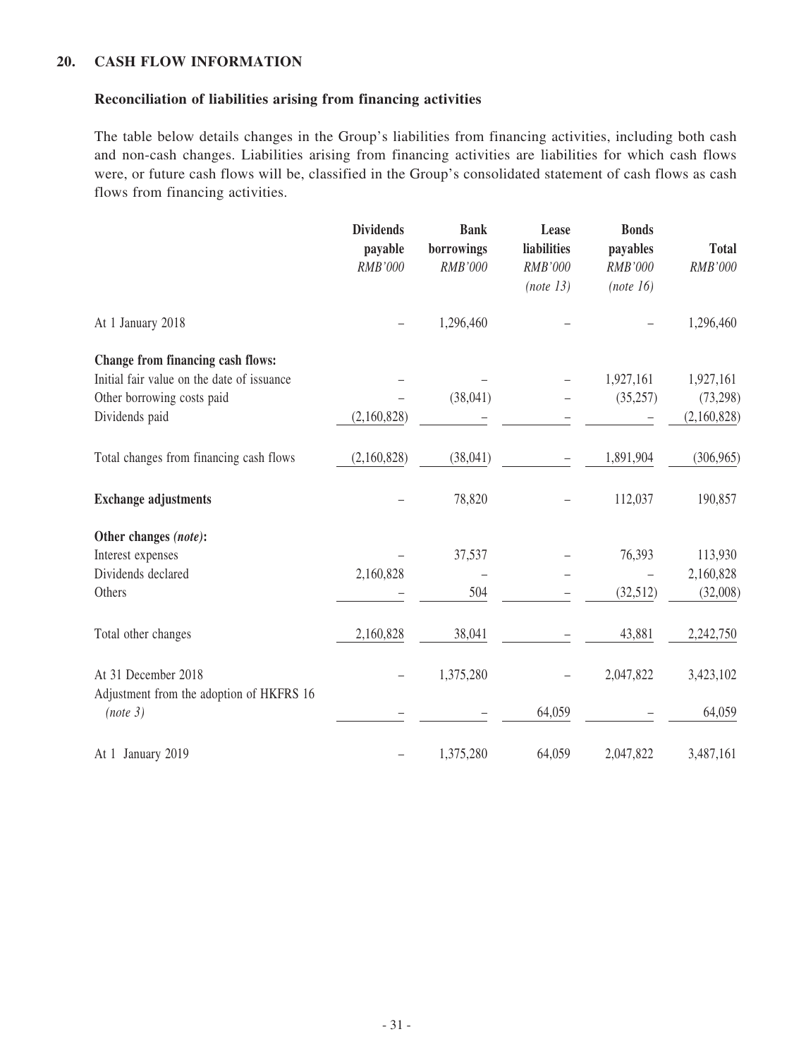## 20. CASH FLOW INFORMATION

### Reconciliation of liabilities arising from financing activities

The table below details changes in the Group's liabilities from financing activities, including both cash and non-cash changes. Liabilities arising from financing activities are liabilities for which cash flows were, or future cash flows will be, classified in the Group's consolidated statement of cash flows as cash flows from financing activities.

| | Dividends payable *RMB'000* | Bank borrowings *RMB'000* | Lease liabilities *RMB'000* *(note 13)* | Bonds payables *RMB'000* *(note 16)* | Total *RMB'000* |
|---|---|---|---|---|---|
| At 1 January 2018 | – | 1,296,460 | – | – | 1,296,460 |
| **Change from financing cash flows:** | | | | | |
| Initial fair value on the date of issuance | – | – | – | 1,927,161 | 1,927,161 |
| Other borrowing costs paid | – | (38,041) | – | (35,257) | (73,298) |
| Dividends paid | (2,160,828) | – | – | – | (2,160,828) |
| Total changes from financing cash flows | (2,160,828) | (38,041) | – | 1,891,904 | (306,965) |
| **Exchange adjustments** | – | 78,820 | – | 112,037 | 190,857 |
| **Other changes** ***(note)*****:** | | | | | |
| Interest expenses | – | 37,537 | – | 76,393 | 113,930 |
| Dividends declared | 2,160,828 | – | – | – | 2,160,828 |
| Others | – | 504 | – | (32,512) | (32,008) |
| Total other changes | 2,160,828 | 38,041 | – | 43,881 | 2,242,750 |
| At 31 December 2018 | – | 1,375,280 | – | 2,047,822 | 3,423,102 |
| Adjustment from the adoption of HKFRS 16 *(note 3)* | – | – | 64,059 | – | 64,059 |
| At 1 January 2019 | – | 1,375,280 | 64,059 | 2,047,822 | 3,487,161 |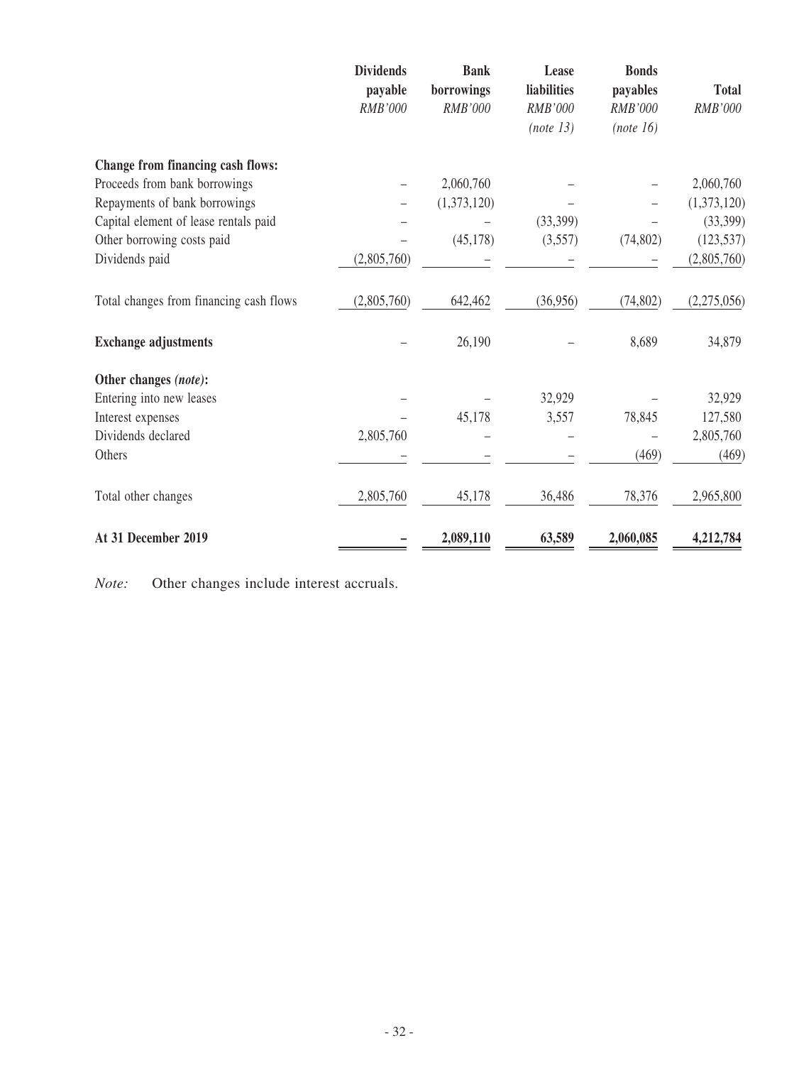| | Dividends payable | Bank borrowings | Lease liabilities | Bonds payables | Total |
|---|---|---|---|---|---|
| | *RMB'000* | *RMB'000* | *RMB'000* | *RMB'000* | *RMB'000* |
| | | | *(note 13)* | *(note 16)* | |
| **Change from financing cash flows:** | | | | | |
| Proceeds from bank borrowings | – | 2,060,760 | – | – | 2,060,760 |
| Repayments of bank borrowings | – | (1,373,120) | – | – | (1,373,120) |
| Capital element of lease rentals paid | – | – | (33,399) | – | (33,399) |
| Other borrowing costs paid | – | (45,178) | (3,557) | (74,802) | (123,537) |
| Dividends paid | (2,805,760) | – | – | – | (2,805,760) |
| Total changes from financing cash flows | (2,805,760) | 642,462 | (36,956) | (74,802) | (2,275,056) |
| **Exchange adjustments** | – | 26,190 | – | 8,689 | 34,879 |
| **Other changes *(note)*:** | | | | | |
| Entering into new leases | – | – | 32,929 | – | 32,929 |
| Interest expenses | – | 45,178 | 3,557 | 78,845 | 127,580 |
| Dividends declared | 2,805,760 | – | – | – | 2,805,760 |
| Others | – | – | – | (469) | (469) |
| Total other changes | 2,805,760 | 45,178 | 36,486 | 78,376 | 2,965,800 |
| **At 31 December 2019** | **–** | **2,089,110** | **63,589** | **2,060,085** | **4,212,784** |

*Note:* Other changes include interest accruals.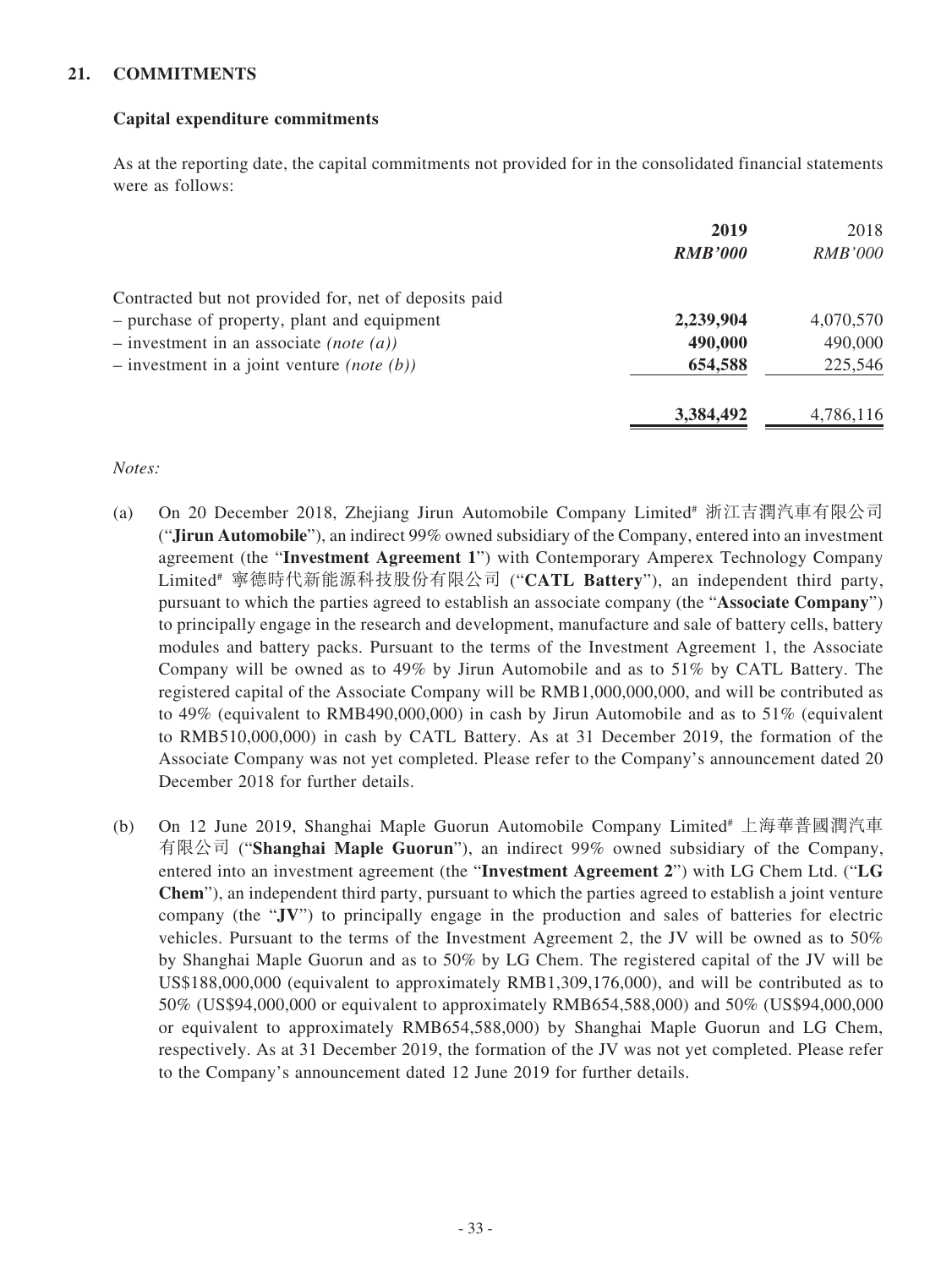## 21. COMMITMENTS

### Capital expenditure commitments

As at the reporting date, the capital commitments not provided for in the consolidated financial statements were as follows:

| | **2019** | 2018 |
|---|---|---|
| | ***RMB'000*** | *RMB'000* |
| Contracted but not provided for, net of deposits paid | | |
| – purchase of property, plant and equipment | **2,239,904** | 4,070,570 |
| – investment in an associate *(note (a))* | **490,000** | 490,000 |
| – investment in a joint venture *(note (b))* | **654,588** | 225,546 |
| | **3,384,492** | 4,786,116 |

*Notes:*

(a) On 20 December 2018, Zhejiang Jirun Automobile Company Limited# 浙江吉潤汽車有限公司 ("**Jirun Automobile**"), an indirect 99% owned subsidiary of the Company, entered into an investment agreement (the "**Investment Agreement 1**") with Contemporary Amperex Technology Company Limited# 寧德時代新能源科技股份有限公司 ("**CATL Battery**"), an independent third party, pursuant to which the parties agreed to establish an associate company (the "**Associate Company**") to principally engage in the research and development, manufacture and sale of battery cells, battery modules and battery packs. Pursuant to the terms of the Investment Agreement 1, the Associate Company will be owned as to 49% by Jirun Automobile and as to 51% by CATL Battery. The registered capital of the Associate Company will be RMB1,000,000,000, and will be contributed as to 49% (equivalent to RMB490,000,000) in cash by Jirun Automobile and as to 51% (equivalent to RMB510,000,000) in cash by CATL Battery. As at 31 December 2019, the formation of the Associate Company was not yet completed. Please refer to the Company's announcement dated 20 December 2018 for further details.

(b) On 12 June 2019, Shanghai Maple Guorun Automobile Company Limited# 上海華普國潤汽車有限公司 ("**Shanghai Maple Guorun**"), an indirect 99% owned subsidiary of the Company, entered into an investment agreement (the "**Investment Agreement 2**") with LG Chem Ltd. ("**LG Chem**"), an independent third party, pursuant to which the parties agreed to establish a joint venture company (the "**JV**") to principally engage in the production and sales of batteries for electric vehicles. Pursuant to the terms of the Investment Agreement 2, the JV will be owned as to 50% by Shanghai Maple Guorun and as to 50% by LG Chem. The registered capital of the JV will be US$188,000,000 (equivalent to approximately RMB1,309,176,000), and will be contributed as to 50% (US$94,000,000 or equivalent to approximately RMB654,588,000) and 50% (US$94,000,000 or equivalent to approximately RMB654,588,000) by Shanghai Maple Guorun and LG Chem, respectively. As at 31 December 2019, the formation of the JV was not yet completed. Please refer to the Company's announcement dated 12 June 2019 for further details.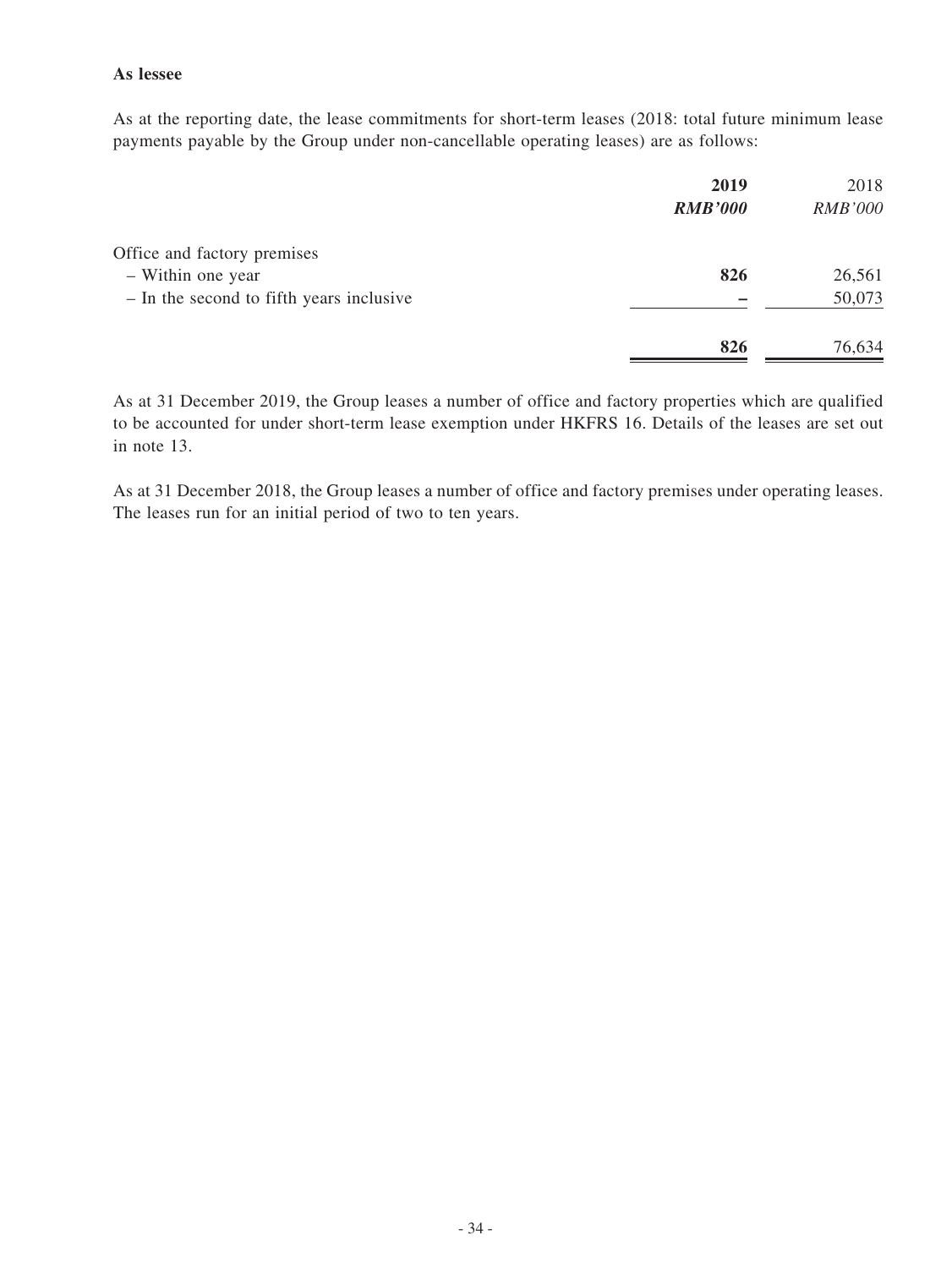**As lessee**

As at the reporting date, the lease commitments for short-term leases (2018: total future minimum lease payments payable by the Group under non-cancellable operating leases) are as follows:

| | **2019** | 2018 |
|---|---|---|
| | ***RMB'000*** | *RMB'000* |
| Office and factory premises | | |
| – Within one year | **826** | 26,561 |
| – In the second to fifth years inclusive | **–** | 50,073 |
| | **826** | 76,634 |

As at 31 December 2019, the Group leases a number of office and factory properties which are qualified to be accounted for under short-term lease exemption under HKFRS 16. Details of the leases are set out in note 13.

As at 31 December 2018, the Group leases a number of office and factory premises under operating leases. The leases run for an initial period of two to ten years.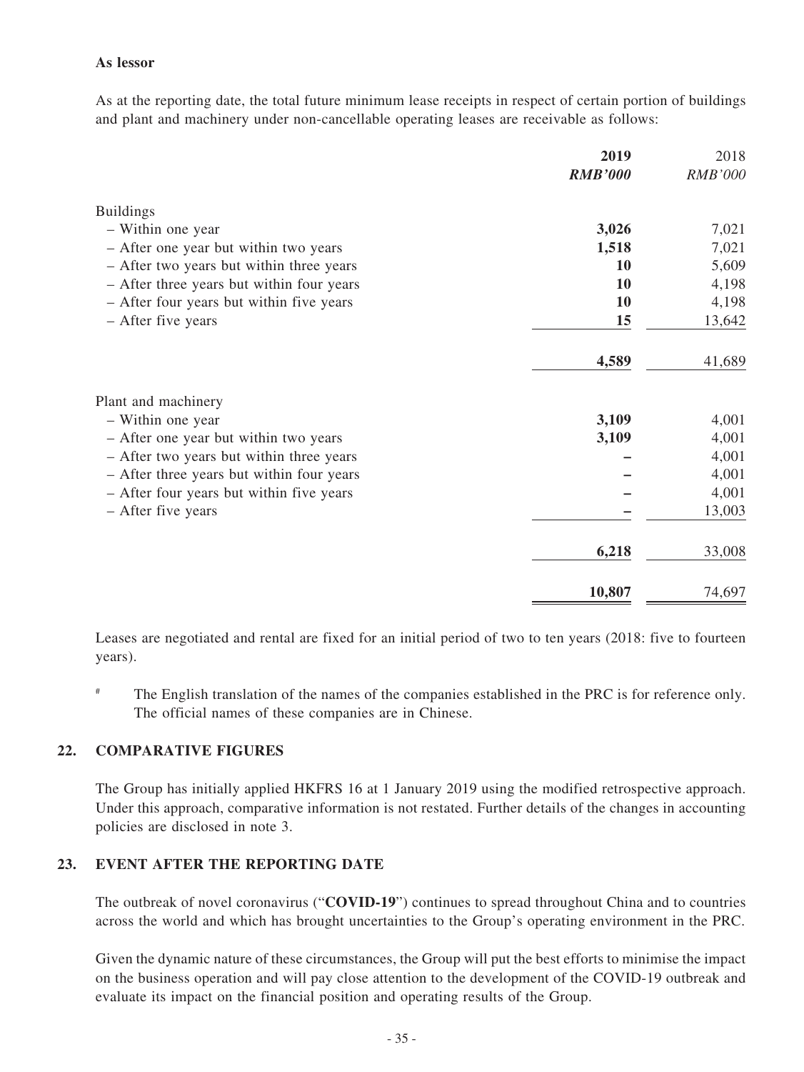**As lessor**

As at the reporting date, the total future minimum lease receipts in respect of certain portion of buildings and plant and machinery under non-cancellable operating leases are receivable as follows:

| | 2019 | 2018 |
|---|---|---|
| | ***RMB'000*** | *RMB'000* |
| Buildings | | |
| – Within one year | **3,026** | 7,021 |
| – After one year but within two years | **1,518** | 7,021 |
| – After two years but within three years | **10** | 5,609 |
| – After three years but within four years | **10** | 4,198 |
| – After four years but within five years | **10** | 4,198 |
| – After five years | **15** | 13,642 |
| | **4,589** | 41,689 |
| Plant and machinery | | |
| – Within one year | **3,109** | 4,001 |
| – After one year but within two years | **3,109** | 4,001 |
| – After two years but within three years | **–** | 4,001 |
| – After three years but within four years | **–** | 4,001 |
| – After four years but within five years | **–** | 4,001 |
| – After five years | **–** | 13,003 |
| | **6,218** | 33,008 |
| | **10,807** | 74,697 |

Leases are negotiated and rental are fixed for an initial period of two to ten years (2018: five to fourteen years).

[#] The English translation of the names of the companies established in the PRC is for reference only. The official names of these companies are in Chinese.

## 22. COMPARATIVE FIGURES

The Group has initially applied HKFRS 16 at 1 January 2019 using the modified retrospective approach. Under this approach, comparative information is not restated. Further details of the changes in accounting policies are disclosed in note 3.

## 23. EVENT AFTER THE REPORTING DATE

The outbreak of novel coronavirus ("**COVID-19**") continues to spread throughout China and to countries across the world and which has brought uncertainties to the Group's operating environment in the PRC.

Given the dynamic nature of these circumstances, the Group will put the best efforts to minimise the impact on the business operation and will pay close attention to the development of the COVID-19 outbreak and evaluate its impact on the financial position and operating results of the Group.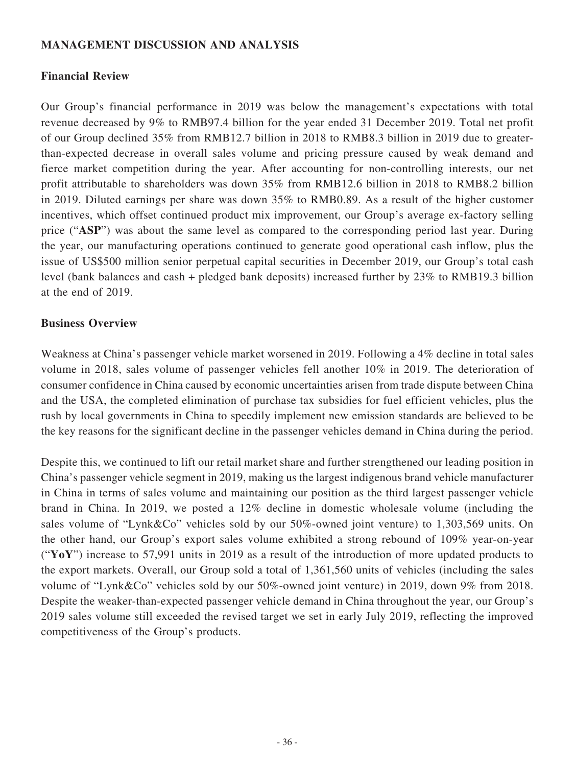## MANAGEMENT DISCUSSION AND ANALYSIS

### Financial Review

Our Group's financial performance in 2019 was below the management's expectations with total revenue decreased by 9% to RMB97.4 billion for the year ended 31 December 2019. Total net profit of our Group declined 35% from RMB12.7 billion in 2018 to RMB8.3 billion in 2019 due to greater-than-expected decrease in overall sales volume and pricing pressure caused by weak demand and fierce market competition during the year. After accounting for non-controlling interests, our net profit attributable to shareholders was down 35% from RMB12.6 billion in 2018 to RMB8.2 billion in 2019. Diluted earnings per share was down 35% to RMB0.89. As a result of the higher customer incentives, which offset continued product mix improvement, our Group's average ex-factory selling price ("**ASP**") was about the same level as compared to the corresponding period last year. During the year, our manufacturing operations continued to generate good operational cash inflow, plus the issue of US$500 million senior perpetual capital securities in December 2019, our Group's total cash level (bank balances and cash + pledged bank deposits) increased further by 23% to RMB19.3 billion at the end of 2019.

### Business Overview

Weakness at China's passenger vehicle market worsened in 2019. Following a 4% decline in total sales volume in 2018, sales volume of passenger vehicles fell another 10% in 2019. The deterioration of consumer confidence in China caused by economic uncertainties arisen from trade dispute between China and the USA, the completed elimination of purchase tax subsidies for fuel efficient vehicles, plus the rush by local governments in China to speedily implement new emission standards are believed to be the key reasons for the significant decline in the passenger vehicles demand in China during the period.

Despite this, we continued to lift our retail market share and further strengthened our leading position in China's passenger vehicle segment in 2019, making us the largest indigenous brand vehicle manufacturer in China in terms of sales volume and maintaining our position as the third largest passenger vehicle brand in China. In 2019, we posted a 12% decline in domestic wholesale volume (including the sales volume of "Lynk&Co" vehicles sold by our 50%-owned joint venture) to 1,303,569 units. On the other hand, our Group's export sales volume exhibited a strong rebound of 109% year-on-year ("**YoY**") increase to 57,991 units in 2019 as a result of the introduction of more updated products to the export markets. Overall, our Group sold a total of 1,361,560 units of vehicles (including the sales volume of "Lynk&Co" vehicles sold by our 50%-owned joint venture) in 2019, down 9% from 2018. Despite the weaker-than-expected passenger vehicle demand in China throughout the year, our Group's 2019 sales volume still exceeded the revised target we set in early July 2019, reflecting the improved competitiveness of the Group's products.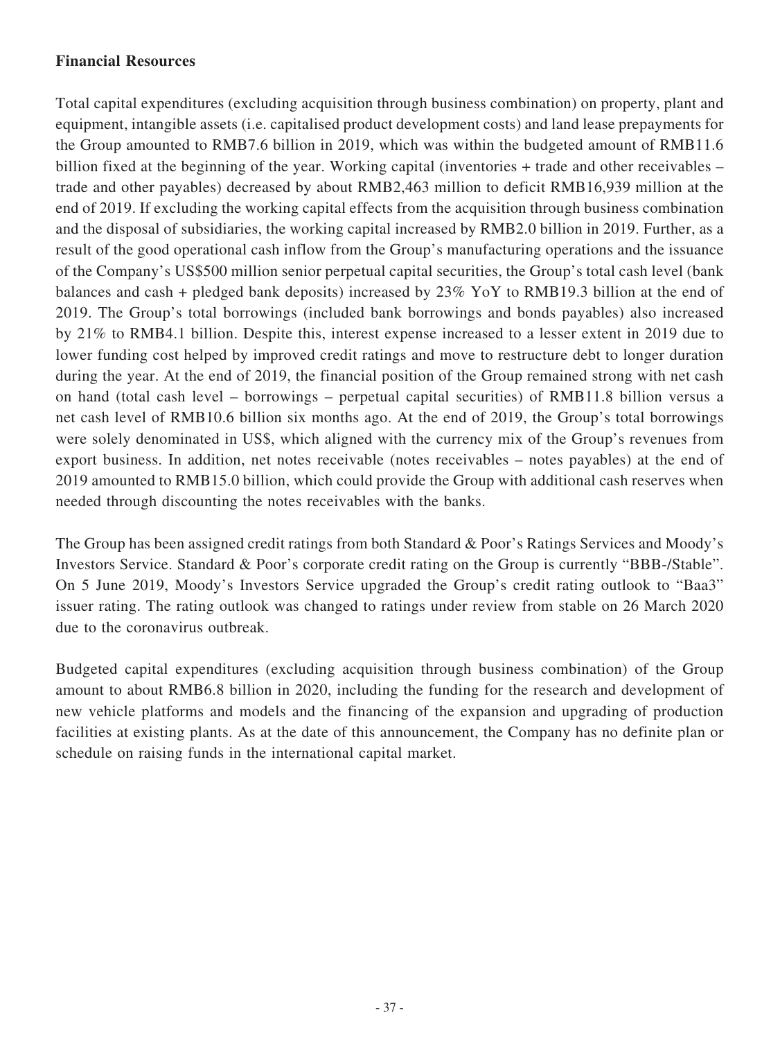**Financial Resources**

Total capital expenditures (excluding acquisition through business combination) on property, plant and equipment, intangible assets (i.e. capitalised product development costs) and land lease prepayments for the Group amounted to RMB7.6 billion in 2019, which was within the budgeted amount of RMB11.6 billion fixed at the beginning of the year. Working capital (inventories + trade and other receivables – trade and other payables) decreased by about RMB2,463 million to deficit RMB16,939 million at the end of 2019. If excluding the working capital effects from the acquisition through business combination and the disposal of subsidiaries, the working capital increased by RMB2.0 billion in 2019. Further, as a result of the good operational cash inflow from the Group's manufacturing operations and the issuance of the Company's US$500 million senior perpetual capital securities, the Group's total cash level (bank balances and cash + pledged bank deposits) increased by 23% YoY to RMB19.3 billion at the end of 2019. The Group's total borrowings (included bank borrowings and bonds payables) also increased by 21% to RMB4.1 billion. Despite this, interest expense increased to a lesser extent in 2019 due to lower funding cost helped by improved credit ratings and move to restructure debt to longer duration during the year. At the end of 2019, the financial position of the Group remained strong with net cash on hand (total cash level – borrowings – perpetual capital securities) of RMB11.8 billion versus a net cash level of RMB10.6 billion six months ago. At the end of 2019, the Group's total borrowings were solely denominated in US$, which aligned with the currency mix of the Group's revenues from export business. In addition, net notes receivable (notes receivables – notes payables) at the end of 2019 amounted to RMB15.0 billion, which could provide the Group with additional cash reserves when needed through discounting the notes receivables with the banks.

The Group has been assigned credit ratings from both Standard & Poor's Ratings Services and Moody's Investors Service. Standard & Poor's corporate credit rating on the Group is currently "BBB-/Stable". On 5 June 2019, Moody's Investors Service upgraded the Group's credit rating outlook to "Baa3" issuer rating. The rating outlook was changed to ratings under review from stable on 26 March 2020 due to the coronavirus outbreak.

Budgeted capital expenditures (excluding acquisition through business combination) of the Group amount to about RMB6.8 billion in 2020, including the funding for the research and development of new vehicle platforms and models and the financing of the expansion and upgrading of production facilities at existing plants. As at the date of this announcement, the Company has no definite plan or schedule on raising funds in the international capital market.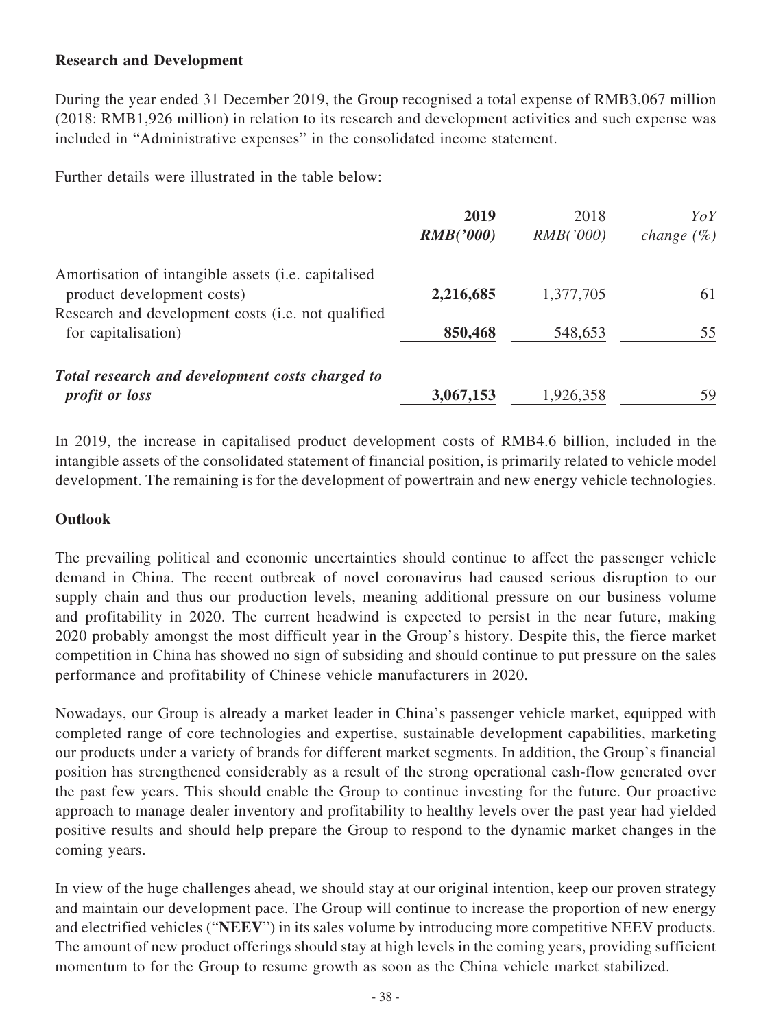## Research and Development

During the year ended 31 December 2019, the Group recognised a total expense of RMB3,067 million (2018: RMB1,926 million) in relation to its research and development activities and such expense was included in "Administrative expenses" in the consolidated income statement.

Further details were illustrated in the table below:

| | **2019** **RMB('000)** | 2018 RMB('000) | *YoY change (%)* |
|---|---|---|---|
| Amortisation of intangible assets (i.e. capitalised product development costs) | **2,216,685** | 1,377,705 | 61 |
| Research and development costs (i.e. not qualified for capitalisation) | **850,468** | 548,653 | 55 |
| ***Total research and development costs charged to profit or loss*** | **3,067,153** | 1,926,358 | 59 |

In 2019, the increase in capitalised product development costs of RMB4.6 billion, included in the intangible assets of the consolidated statement of financial position, is primarily related to vehicle model development. The remaining is for the development of powertrain and new energy vehicle technologies.

## Outlook

The prevailing political and economic uncertainties should continue to affect the passenger vehicle demand in China. The recent outbreak of novel coronavirus had caused serious disruption to our supply chain and thus our production levels, meaning additional pressure on our business volume and profitability in 2020. The current headwind is expected to persist in the near future, making 2020 probably amongst the most difficult year in the Group's history. Despite this, the fierce market competition in China has showed no sign of subsiding and should continue to put pressure on the sales performance and profitability of Chinese vehicle manufacturers in 2020.

Nowadays, our Group is already a market leader in China's passenger vehicle market, equipped with completed range of core technologies and expertise, sustainable development capabilities, marketing our products under a variety of brands for different market segments. In addition, the Group's financial position has strengthened considerably as a result of the strong operational cash-flow generated over the past few years. This should enable the Group to continue investing for the future. Our proactive approach to manage dealer inventory and profitability to healthy levels over the past year had yielded positive results and should help prepare the Group to respond to the dynamic market changes in the coming years.

In view of the huge challenges ahead, we should stay at our original intention, keep our proven strategy and maintain our development pace. The Group will continue to increase the proportion of new energy and electrified vehicles ("**NEEV**") in its sales volume by introducing more competitive NEEV products. The amount of new product offerings should stay at high levels in the coming years, providing sufficient momentum to for the Group to resume growth as soon as the China vehicle market stabilized.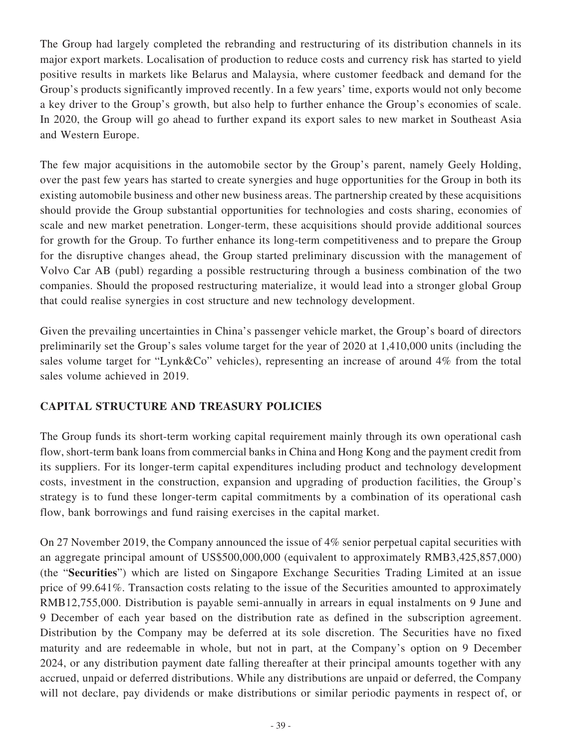The Group had largely completed the rebranding and restructuring of its distribution channels in its major export markets. Localisation of production to reduce costs and currency risk has started to yield positive results in markets like Belarus and Malaysia, where customer feedback and demand for the Group's products significantly improved recently. In a few years' time, exports would not only become a key driver to the Group's growth, but also help to further enhance the Group's economies of scale. In 2020, the Group will go ahead to further expand its export sales to new market in Southeast Asia and Western Europe.

The few major acquisitions in the automobile sector by the Group's parent, namely Geely Holding, over the past few years has started to create synergies and huge opportunities for the Group in both its existing automobile business and other new business areas. The partnership created by these acquisitions should provide the Group substantial opportunities for technologies and costs sharing, economies of scale and new market penetration. Longer-term, these acquisitions should provide additional sources for growth for the Group. To further enhance its long-term competitiveness and to prepare the Group for the disruptive changes ahead, the Group started preliminary discussion with the management of Volvo Car AB (publ) regarding a possible restructuring through a business combination of the two companies. Should the proposed restructuring materialize, it would lead into a stronger global Group that could realise synergies in cost structure and new technology development.

Given the prevailing uncertainties in China's passenger vehicle market, the Group's board of directors preliminarily set the Group's sales volume target for the year of 2020 at 1,410,000 units (including the sales volume target for "Lynk&Co" vehicles), representing an increase of around 4% from the total sales volume achieved in 2019.

## CAPITAL STRUCTURE AND TREASURY POLICIES

The Group funds its short-term working capital requirement mainly through its own operational cash flow, short-term bank loans from commercial banks in China and Hong Kong and the payment credit from its suppliers. For its longer-term capital expenditures including product and technology development costs, investment in the construction, expansion and upgrading of production facilities, the Group's strategy is to fund these longer-term capital commitments by a combination of its operational cash flow, bank borrowings and fund raising exercises in the capital market.

On 27 November 2019, the Company announced the issue of 4% senior perpetual capital securities with an aggregate principal amount of US$500,000,000 (equivalent to approximately RMB3,425,857,000) (the "**Securities**") which are listed on Singapore Exchange Securities Trading Limited at an issue price of 99.641%. Transaction costs relating to the issue of the Securities amounted to approximately RMB12,755,000. Distribution is payable semi-annually in arrears in equal instalments on 9 June and 9 December of each year based on the distribution rate as defined in the subscription agreement. Distribution by the Company may be deferred at its sole discretion. The Securities have no fixed maturity and are redeemable in whole, but not in part, at the Company's option on 9 December 2024, or any distribution payment date falling thereafter at their principal amounts together with any accrued, unpaid or deferred distributions. While any distributions are unpaid or deferred, the Company will not declare, pay dividends or make distributions or similar periodic payments in respect of, or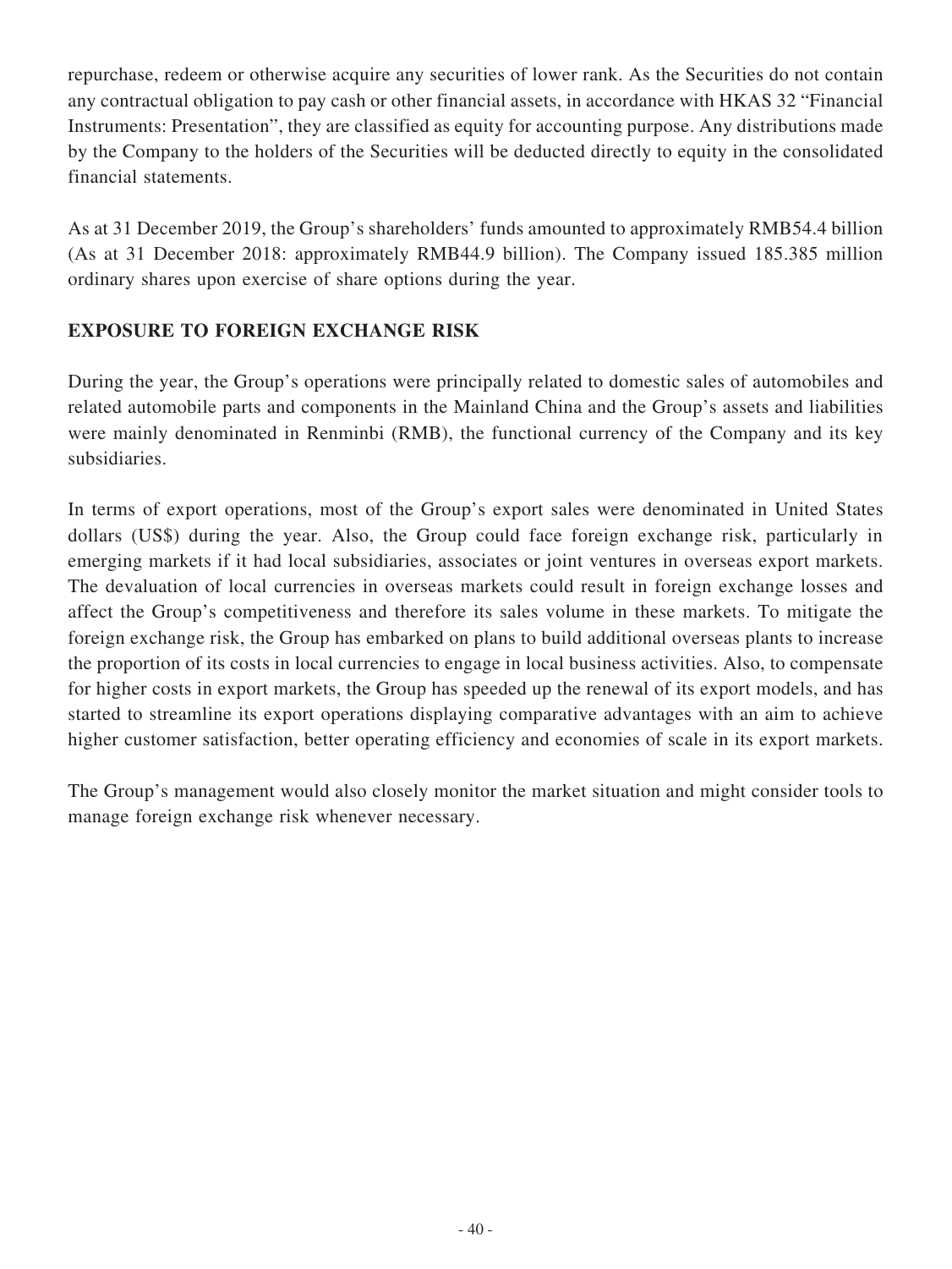repurchase, redeem or otherwise acquire any securities of lower rank. As the Securities do not contain any contractual obligation to pay cash or other financial assets, in accordance with HKAS 32 "Financial Instruments: Presentation", they are classified as equity for accounting purpose. Any distributions made by the Company to the holders of the Securities will be deducted directly to equity in the consolidated financial statements.

As at 31 December 2019, the Group's shareholders' funds amounted to approximately RMB54.4 billion (As at 31 December 2018: approximately RMB44.9 billion). The Company issued 185.385 million ordinary shares upon exercise of share options during the year.

## EXPOSURE TO FOREIGN EXCHANGE RISK

During the year, the Group's operations were principally related to domestic sales of automobiles and related automobile parts and components in the Mainland China and the Group's assets and liabilities were mainly denominated in Renminbi (RMB), the functional currency of the Company and its key subsidiaries.

In terms of export operations, most of the Group's export sales were denominated in United States dollars (US$) during the year. Also, the Group could face foreign exchange risk, particularly in emerging markets if it had local subsidiaries, associates or joint ventures in overseas export markets. The devaluation of local currencies in overseas markets could result in foreign exchange losses and affect the Group's competitiveness and therefore its sales volume in these markets. To mitigate the foreign exchange risk, the Group has embarked on plans to build additional overseas plants to increase the proportion of its costs in local currencies to engage in local business activities. Also, to compensate for higher costs in export markets, the Group has speeded up the renewal of its export models, and has started to streamline its export operations displaying comparative advantages with an aim to achieve higher customer satisfaction, better operating efficiency and economies of scale in its export markets.

The Group's management would also closely monitor the market situation and might consider tools to manage foreign exchange risk whenever necessary.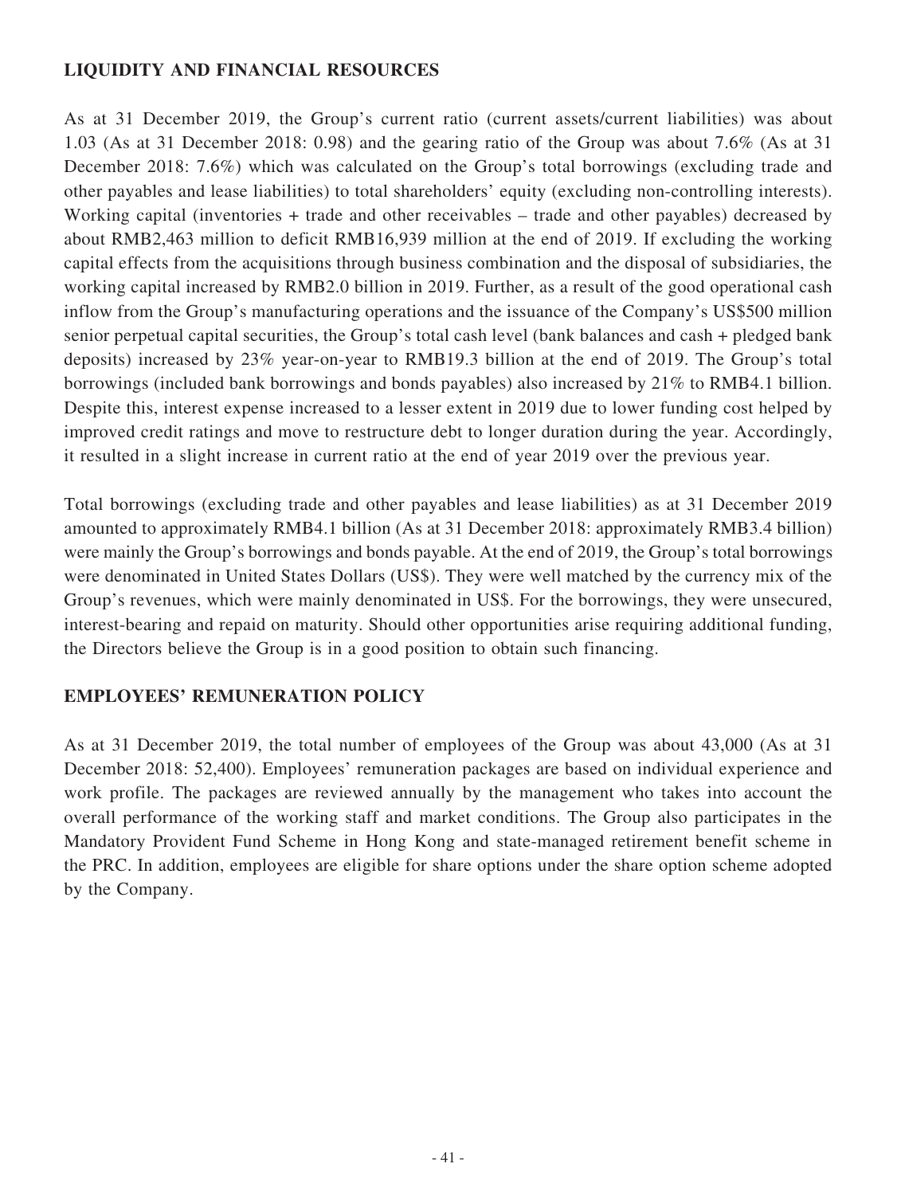## LIQUIDITY AND FINANCIAL RESOURCES

As at 31 December 2019, the Group's current ratio (current assets/current liabilities) was about 1.03 (As at 31 December 2018: 0.98) and the gearing ratio of the Group was about 7.6% (As at 31 December 2018: 7.6%) which was calculated on the Group's total borrowings (excluding trade and other payables and lease liabilities) to total shareholders' equity (excluding non-controlling interests). Working capital (inventories + trade and other receivables – trade and other payables) decreased by about RMB2,463 million to deficit RMB16,939 million at the end of 2019. If excluding the working capital effects from the acquisitions through business combination and the disposal of subsidiaries, the working capital increased by RMB2.0 billion in 2019. Further, as a result of the good operational cash inflow from the Group's manufacturing operations and the issuance of the Company's US$500 million senior perpetual capital securities, the Group's total cash level (bank balances and cash + pledged bank deposits) increased by 23% year-on-year to RMB19.3 billion at the end of 2019. The Group's total borrowings (included bank borrowings and bonds payables) also increased by 21% to RMB4.1 billion. Despite this, interest expense increased to a lesser extent in 2019 due to lower funding cost helped by improved credit ratings and move to restructure debt to longer duration during the year. Accordingly, it resulted in a slight increase in current ratio at the end of year 2019 over the previous year.

Total borrowings (excluding trade and other payables and lease liabilities) as at 31 December 2019 amounted to approximately RMB4.1 billion (As at 31 December 2018: approximately RMB3.4 billion) were mainly the Group's borrowings and bonds payable. At the end of 2019, the Group's total borrowings were denominated in United States Dollars (US$). They were well matched by the currency mix of the Group's revenues, which were mainly denominated in US$. For the borrowings, they were unsecured, interest-bearing and repaid on maturity. Should other opportunities arise requiring additional funding, the Directors believe the Group is in a good position to obtain such financing.

## EMPLOYEES' REMUNERATION POLICY

As at 31 December 2019, the total number of employees of the Group was about 43,000 (As at 31 December 2018: 52,400). Employees' remuneration packages are based on individual experience and work profile. The packages are reviewed annually by the management who takes into account the overall performance of the working staff and market conditions. The Group also participates in the Mandatory Provident Fund Scheme in Hong Kong and state-managed retirement benefit scheme in the PRC. In addition, employees are eligible for share options under the share option scheme adopted by the Company.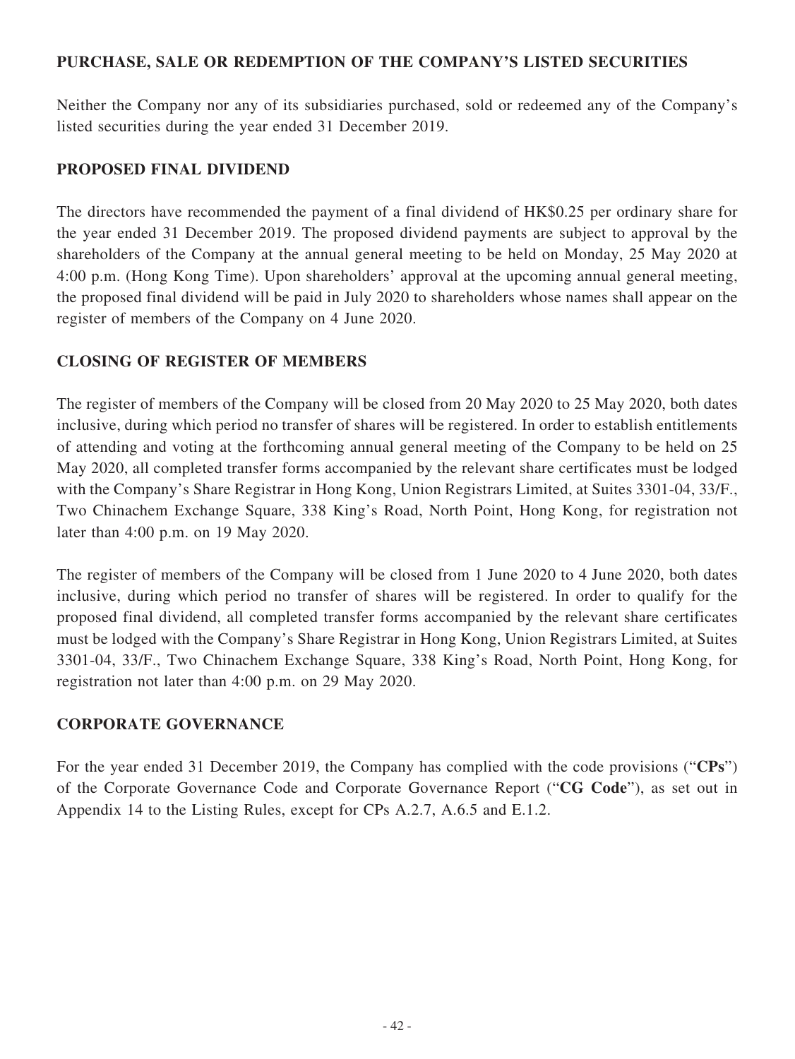## PURCHASE, SALE OR REDEMPTION OF THE COMPANY'S LISTED SECURITIES

Neither the Company nor any of its subsidiaries purchased, sold or redeemed any of the Company's listed securities during the year ended 31 December 2019.

## PROPOSED FINAL DIVIDEND

The directors have recommended the payment of a final dividend of HK$0.25 per ordinary share for the year ended 31 December 2019. The proposed dividend payments are subject to approval by the shareholders of the Company at the annual general meeting to be held on Monday, 25 May 2020 at 4:00 p.m. (Hong Kong Time). Upon shareholders' approval at the upcoming annual general meeting, the proposed final dividend will be paid in July 2020 to shareholders whose names shall appear on the register of members of the Company on 4 June 2020.

## CLOSING OF REGISTER OF MEMBERS

The register of members of the Company will be closed from 20 May 2020 to 25 May 2020, both dates inclusive, during which period no transfer of shares will be registered. In order to establish entitlements of attending and voting at the forthcoming annual general meeting of the Company to be held on 25 May 2020, all completed transfer forms accompanied by the relevant share certificates must be lodged with the Company's Share Registrar in Hong Kong, Union Registrars Limited, at Suites 3301-04, 33/F., Two Chinachem Exchange Square, 338 King's Road, North Point, Hong Kong, for registration not later than 4:00 p.m. on 19 May 2020.

The register of members of the Company will be closed from 1 June 2020 to 4 June 2020, both dates inclusive, during which period no transfer of shares will be registered. In order to qualify for the proposed final dividend, all completed transfer forms accompanied by the relevant share certificates must be lodged with the Company's Share Registrar in Hong Kong, Union Registrars Limited, at Suites 3301-04, 33/F., Two Chinachem Exchange Square, 338 King's Road, North Point, Hong Kong, for registration not later than 4:00 p.m. on 29 May 2020.

## CORPORATE GOVERNANCE

For the year ended 31 December 2019, the Company has complied with the code provisions ("**CPs**") of the Corporate Governance Code and Corporate Governance Report ("**CG Code**"), as set out in Appendix 14 to the Listing Rules, except for CPs A.2.7, A.6.5 and E.1.2.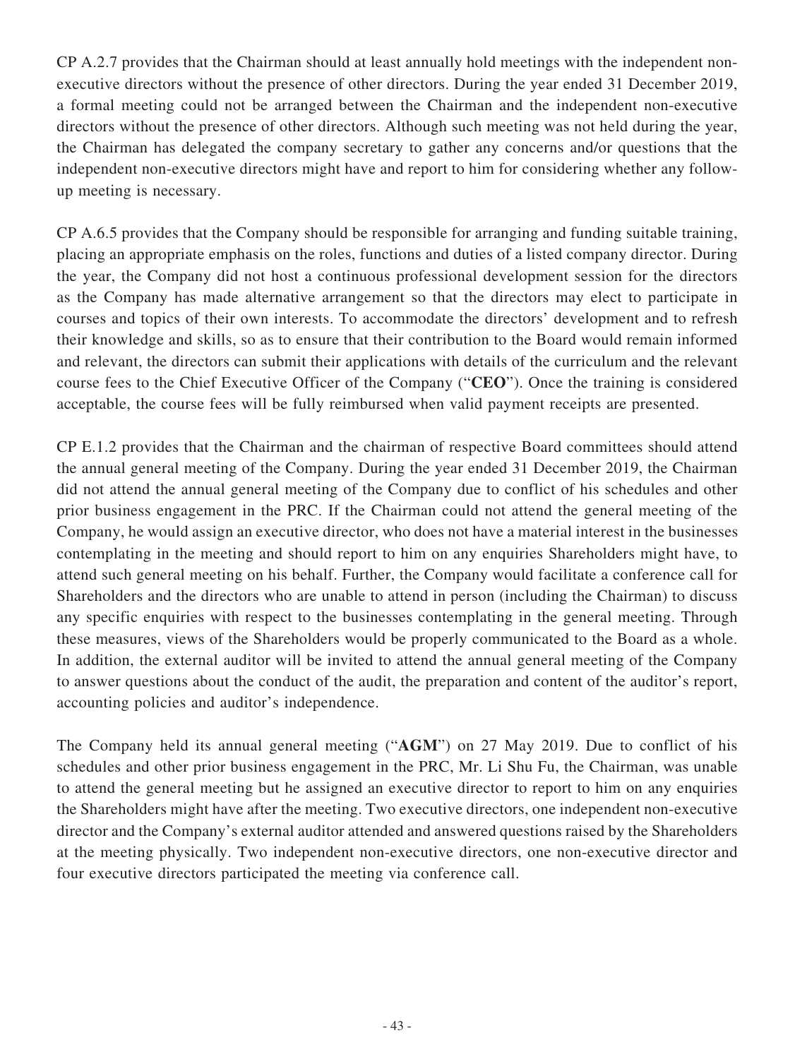CP A.2.7 provides that the Chairman should at least annually hold meetings with the independent non-executive directors without the presence of other directors. During the year ended 31 December 2019, a formal meeting could not be arranged between the Chairman and the independent non-executive directors without the presence of other directors. Although such meeting was not held during the year, the Chairman has delegated the company secretary to gather any concerns and/or questions that the independent non-executive directors might have and report to him for considering whether any follow-up meeting is necessary.

CP A.6.5 provides that the Company should be responsible for arranging and funding suitable training, placing an appropriate emphasis on the roles, functions and duties of a listed company director. During the year, the Company did not host a continuous professional development session for the directors as the Company has made alternative arrangement so that the directors may elect to participate in courses and topics of their own interests. To accommodate the directors' development and to refresh their knowledge and skills, so as to ensure that their contribution to the Board would remain informed and relevant, the directors can submit their applications with details of the curriculum and the relevant course fees to the Chief Executive Officer of the Company ("**CEO**"). Once the training is considered acceptable, the course fees will be fully reimbursed when valid payment receipts are presented.

CP E.1.2 provides that the Chairman and the chairman of respective Board committees should attend the annual general meeting of the Company. During the year ended 31 December 2019, the Chairman did not attend the annual general meeting of the Company due to conflict of his schedules and other prior business engagement in the PRC. If the Chairman could not attend the general meeting of the Company, he would assign an executive director, who does not have a material interest in the businesses contemplating in the meeting and should report to him on any enquiries Shareholders might have, to attend such general meeting on his behalf. Further, the Company would facilitate a conference call for Shareholders and the directors who are unable to attend in person (including the Chairman) to discuss any specific enquiries with respect to the businesses contemplating in the general meeting. Through these measures, views of the Shareholders would be properly communicated to the Board as a whole. In addition, the external auditor will be invited to attend the annual general meeting of the Company to answer questions about the conduct of the audit, the preparation and content of the auditor's report, accounting policies and auditor's independence.

The Company held its annual general meeting ("**AGM**") on 27 May 2019. Due to conflict of his schedules and other prior business engagement in the PRC, Mr. Li Shu Fu, the Chairman, was unable to attend the general meeting but he assigned an executive director to report to him on any enquiries the Shareholders might have after the meeting. Two executive directors, one independent non-executive director and the Company's external auditor attended and answered questions raised by the Shareholders at the meeting physically. Two independent non-executive directors, one non-executive director and four executive directors participated the meeting via conference call.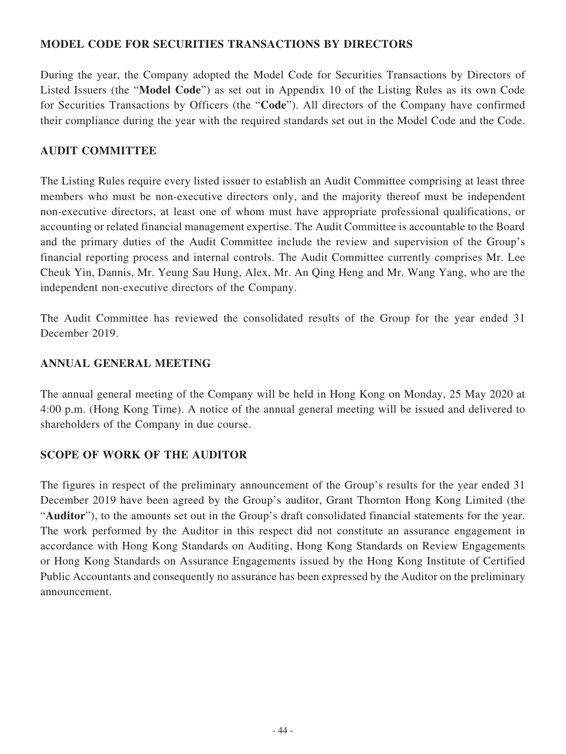## MODEL CODE FOR SECURITIES TRANSACTIONS BY DIRECTORS

During the year, the Company adopted the Model Code for Securities Transactions by Directors of Listed Issuers (the "**Model Code**") as set out in Appendix 10 of the Listing Rules as its own Code for Securities Transactions by Officers (the "**Code**"). All directors of the Company have confirmed their compliance during the year with the required standards set out in the Model Code and the Code.

## AUDIT COMMITTEE

The Listing Rules require every listed issuer to establish an Audit Committee comprising at least three members who must be non-executive directors only, and the majority thereof must be independent non-executive directors, at least one of whom must have appropriate professional qualifications, or accounting or related financial management expertise. The Audit Committee is accountable to the Board and the primary duties of the Audit Committee include the review and supervision of the Group's financial reporting process and internal controls. The Audit Committee currently comprises Mr. Lee Cheuk Yin, Dannis, Mr. Yeung Sau Hung, Alex, Mr. An Qing Heng and Mr. Wang Yang, who are the independent non-executive directors of the Company.

The Audit Committee has reviewed the consolidated results of the Group for the year ended 31 December 2019.

## ANNUAL GENERAL MEETING

The annual general meeting of the Company will be held in Hong Kong on Monday, 25 May 2020 at 4:00 p.m. (Hong Kong Time). A notice of the annual general meeting will be issued and delivered to shareholders of the Company in due course.

## SCOPE OF WORK OF THE AUDITOR

The figures in respect of the preliminary announcement of the Group's results for the year ended 31 December 2019 have been agreed by the Group's auditor, Grant Thornton Hong Kong Limited (the "**Auditor**"), to the amounts set out in the Group's draft consolidated financial statements for the year. The work performed by the Auditor in this respect did not constitute an assurance engagement in accordance with Hong Kong Standards on Auditing, Hong Kong Standards on Review Engagements or Hong Kong Standards on Assurance Engagements issued by the Hong Kong Institute of Certified Public Accountants and consequently no assurance has been expressed by the Auditor on the preliminary announcement.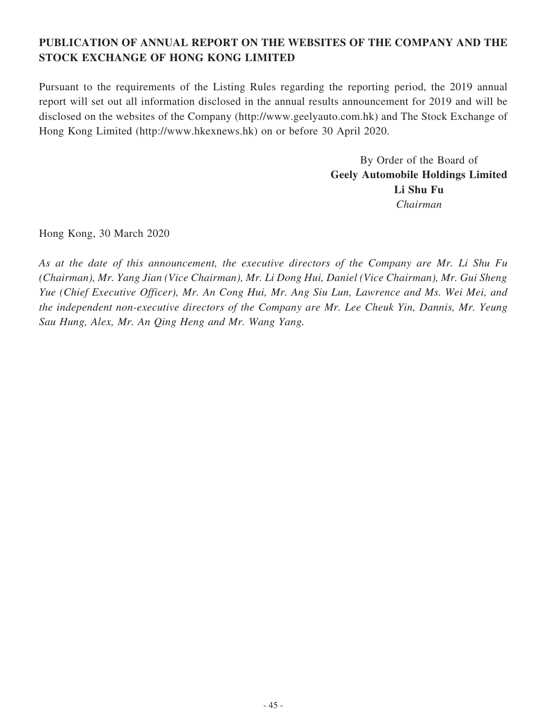**PUBLICATION OF ANNUAL REPORT ON THE WEBSITES OF THE COMPANY AND THE STOCK EXCHANGE OF HONG KONG LIMITED**

Pursuant to the requirements of the Listing Rules regarding the reporting period, the 2019 annual report will set out all information disclosed in the annual results announcement for 2019 and will be disclosed on the websites of the Company (http://www.geelyauto.com.hk) and The Stock Exchange of Hong Kong Limited (http://www.hkexnews.hk) on or before 30 April 2020.

By Order of the Board of
**Geely Automobile Holdings Limited**
**Li Shu Fu**
*Chairman*

Hong Kong, 30 March 2020

*As at the date of this announcement, the executive directors of the Company are Mr. Li Shu Fu (Chairman), Mr. Yang Jian (Vice Chairman), Mr. Li Dong Hui, Daniel (Vice Chairman), Mr. Gui Sheng Yue (Chief Executive Officer), Mr. An Cong Hui, Mr. Ang Siu Lun, Lawrence and Ms. Wei Mei, and the independent non-executive directors of the Company are Mr. Lee Cheuk Yin, Dannis, Mr. Yeung Sau Hung, Alex, Mr. An Qing Heng and Mr. Wang Yang.*